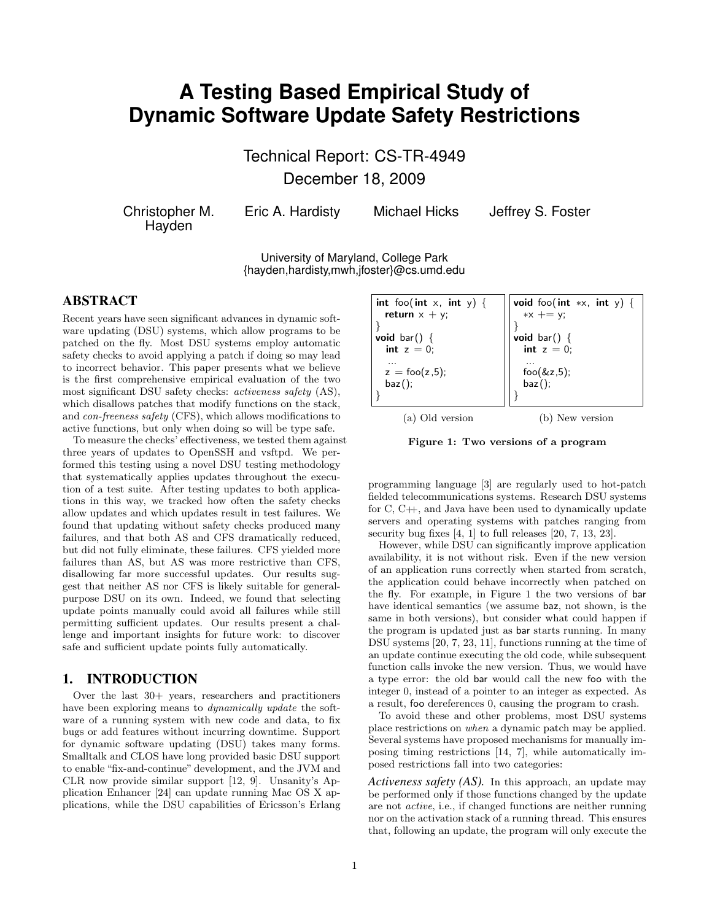// A Testing Based Empirical Study of Dynamic Software Update Safety Restrictions

Technical Report: CS-TR-4949

December 18, 2009

Christopher M. Hayden, Eric A. Hardisty, Michael Hicks, Jeffrey S. Foster

University of Maryland, College Park
{hayden,hardisty,mwh,jfoster}@cs.umd.edu

## ABSTRACT

Recent years have seen significant advances in dynamic software updating (DSU) systems, which allow programs to be patched on the fly. Most DSU systems employ automatic safety checks to avoid applying a patch if doing so may lead to incorrect behavior. This paper presents what we believe is the first comprehensive empirical evaluation of the two most significant DSU safety checks: *activeness safety* (AS), which disallows patches that modify functions on the stack, and *con-freeness safety* (CFS), which allows modifications to active functions, but only when doing so will be type safe.

To measure the checks' effectiveness, we tested them against three years of updates to OpenSSH and vsftpd. We performed this testing using a novel DSU testing methodology that systematically applies updates throughout the execution of a test suite. After testing updates to both applications in this way, we tracked how often the safety checks allow updates and which updates result in test failures. We found that updating without safety checks produced many failures, and that both AS and CFS dramatically reduced, but did not fully eliminate, these failures. CFS yielded more failures than AS, but AS was more restrictive than CFS, disallowing far more successful updates. Our results suggest that neither AS nor CFS is likely suitable for general-purpose DSU on its own. Indeed, we found that selecting update points manually could avoid all failures while still permitting sufficient updates. Our results present a challenge and important insights for future work: to discover safe and sufficient update points fully automatically.

## 1. INTRODUCTION

Over the last 30+ years, researchers and practitioners have been exploring means to *dynamically update* the software of a running system with new code and data, to fix bugs or add features without incurring downtime. Support for dynamic software updating (DSU) takes many forms. Smalltalk and CLOS have long provided basic DSU support to enable "fix-and-continue" development, and the JVM and CLR now provide similar support [12, 9]. Unsanity's Application Enhancer [24] can update running Mac OS X applications, while the DSU capabilities of Ericsson's Erlang

```
int foo(int x, int y) {
  return x + y;
}
void bar() {
  int z = 0;
  ...
  z = foo(z,5);
  baz();
}
```

(a) Old version

```
void foo(int *x, int y) {
  *x += y;
}
void bar() {
  int z = 0;
  ...
  foo(&z,5);
  baz();
}
```

(b) New version

**Figure 1: Two versions of a program**

programming language [3] are regularly used to hot-patch fielded telecommunications systems. Research DSU systems for C, C++, and Java have been used to dynamically update servers and operating systems with patches ranging from security bug fixes [4, 1] to full releases [20, 7, 13, 23].

However, while DSU can significantly improve application availability, it is not without risk. Even if the new version of an application runs correctly when started from scratch, the application could behave incorrectly when patched on the fly. For example, in Figure 1 the two versions of bar have identical semantics (we assume baz, not shown, is the same in both versions), but consider what could happen if the program is updated just as bar starts running. In many DSU systems [20, 7, 23, 11], functions running at the time of an update continue executing the old code, while subsequent function calls invoke the new version. Thus, we would have a type error: the old bar would call the new foo with the integer 0, instead of a pointer to an integer as expected. As a result, foo dereferences 0, causing the program to crash.

To avoid these and other problems, most DSU systems place restrictions on *when* a dynamic patch may be applied. Several systems have proposed mechanisms for manually imposing timing restrictions [14, 7], while automatically imposed restrictions fall into two categories:

***Activeness safety (AS).*** In this approach, an update may be performed only if those functions changed by the update are not *active*, i.e., if changed functions are neither running nor on the activation stack of a running thread. This ensures that, following an update, the program will only execute the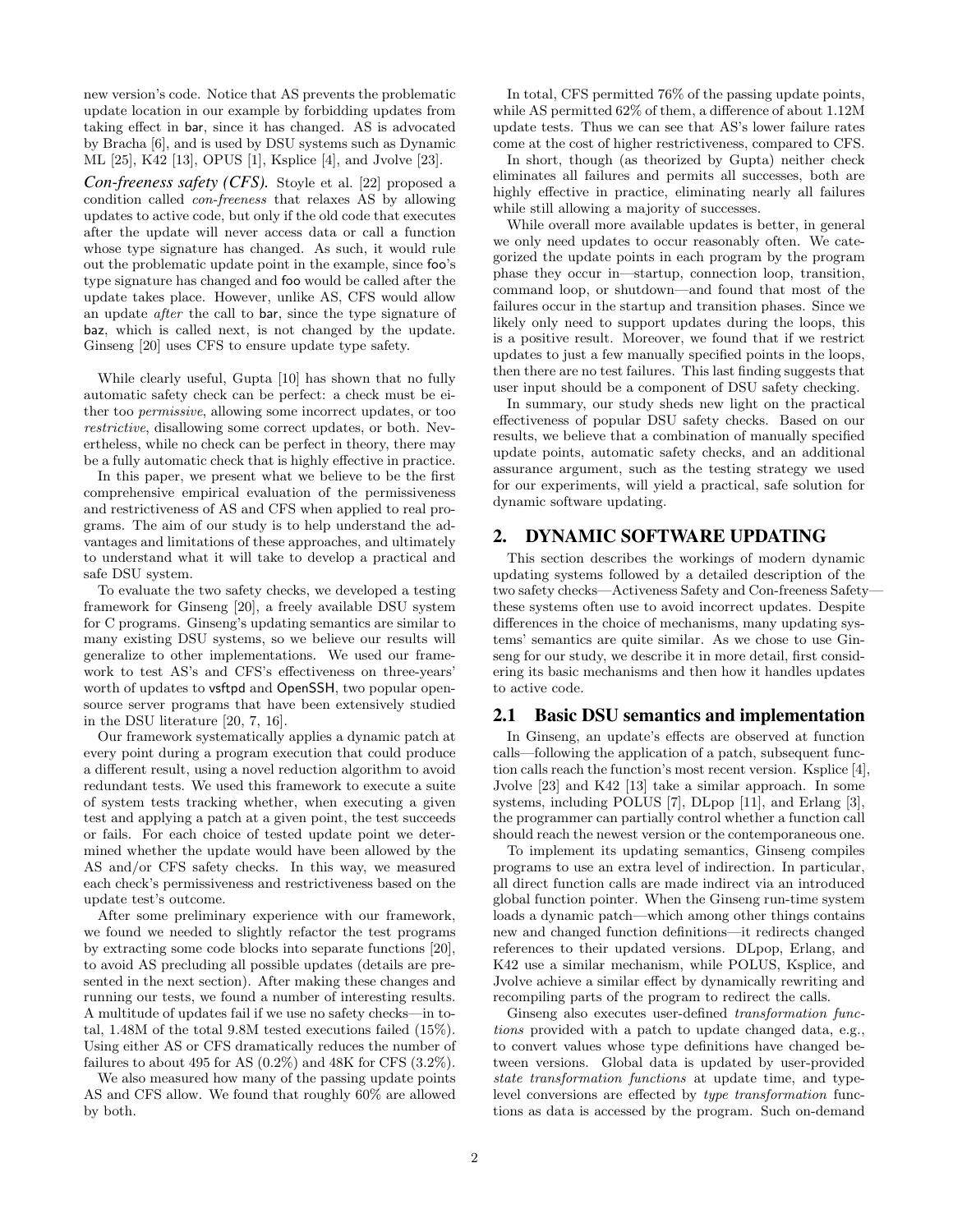new version's code. Notice that AS prevents the problematic update location in our example by forbidding updates from taking effect in bar, since it has changed. AS is advocated by Bracha [6], and is used by DSU systems such as Dynamic ML [25], K42 [13], OPUS [1], Ksplice [4], and Jvolve [23].

***Con-freeness safety (CFS).*** Stoyle et al. [22] proposed a condition called *con-freeness* that relaxes AS by allowing updates to active code, but only if the old code that executes after the update will never access data or call a function whose type signature has changed. As such, it would rule out the problematic update point in the example, since foo's type signature has changed and foo would be called after the update takes place. However, unlike AS, CFS would allow an update *after* the call to bar, since the type signature of baz, which is called next, is not changed by the update. Ginseng [20] uses CFS to ensure update type safety.

While clearly useful, Gupta [10] has shown that no fully automatic safety check can be perfect: a check must be either too *permissive*, allowing some incorrect updates, or too *restrictive*, disallowing some correct updates, or both. Nevertheless, while no check can be perfect in theory, there may be a fully automatic check that is highly effective in practice.

In this paper, we present what we believe to be the first comprehensive empirical evaluation of the permissiveness and restrictiveness of AS and CFS when applied to real programs. The aim of our study is to help understand the advantages and limitations of these approaches, and ultimately to understand what it will take to develop a practical and safe DSU system.

To evaluate the two safety checks, we developed a testing framework for Ginseng [20], a freely available DSU system for C programs. Ginseng's updating semantics are similar to many existing DSU systems, so we believe our results will generalize to other implementations. We used our framework to test AS's and CFS's effectiveness on three-years' worth of updates to vsftpd and OpenSSH, two popular open-source server programs that have been extensively studied in the DSU literature [20, 7, 16].

Our framework systematically applies a dynamic patch at every point during a program execution that could produce a different result, using a novel reduction algorithm to avoid redundant tests. We used this framework to execute a suite of system tests tracking whether, when executing a given test and applying a patch at a given point, the test succeeds or fails. For each choice of tested update point we determined whether the update would have been allowed by the AS and/or CFS safety checks. In this way, we measured each check's permissiveness and restrictiveness based on the update test's outcome.

After some preliminary experience with our framework, we found we needed to slightly refactor the test programs by extracting some code blocks into separate functions [20], to avoid AS precluding all possible updates (details are presented in the next section). After making these changes and running our tests, we found a number of interesting results. A multitude of updates fail if we use no safety checks—in total, 1.48M of the total 9.8M tested executions failed (15%). Using either AS or CFS dramatically reduces the number of failures to about 495 for AS (0.2%) and 48K for CFS (3.2%).

We also measured how many of the passing update points AS and CFS allow. We found that roughly 60% are allowed by both.

In total, CFS permitted 76% of the passing update points, while AS permitted 62% of them, a difference of about 1.12M update tests. Thus we can see that AS's lower failure rates come at the cost of higher restrictiveness, compared to CFS.

In short, though (as theorized by Gupta) neither check eliminates all failures and permits all successes, both are highly effective in practice, eliminating nearly all failures while still allowing a majority of successes.

While overall more available updates is better, in general we only need updates to occur reasonably often. We categorized the update points in each program by the program phase they occur in—startup, connection loop, transition, command loop, or shutdown—and found that most of the failures occur in the startup and transition phases. Since we likely only need to support updates during the loops, this is a positive result. Moreover, we found that if we restrict updates to just a few manually specified points in the loops, then there are no test failures. This last finding suggests that user input should be a component of DSU safety checking.

In summary, our study sheds new light on the practical effectiveness of popular DSU safety checks. Based on our results, we believe that a combination of manually specified update points, automatic safety checks, and an additional assurance argument, such as the testing strategy we used for our experiments, will yield a practical, safe solution for dynamic software updating.

## 2. DYNAMIC SOFTWARE UPDATING

This section describes the workings of modern dynamic updating systems followed by a detailed description of the two safety checks—Activeness Safety and Con-freeness Safety—these systems often use to avoid incorrect updates. Despite differences in the choice of mechanisms, many updating systems' semantics are quite similar. As we chose to use Ginseng for our study, we describe it in more detail, first considering its basic mechanisms and then how it handles updates to active code.

### 2.1 Basic DSU semantics and implementation

In Ginseng, an update's effects are observed at function calls—following the application of a patch, subsequent function calls reach the function's most recent version. Ksplice [4], Jvolve [23] and K42 [13] take a similar approach. In some systems, including POLUS [7], DLpop [11], and Erlang [3], the programmer can partially control whether a function call should reach the newest version or the contemporaneous one.

To implement its updating semantics, Ginseng compiles programs to use an extra level of indirection. In particular, all direct function calls are made indirect via an introduced global function pointer. When the Ginseng run-time system loads a dynamic patch—which among other things contains new and changed function definitions—it redirects changed references to their updated versions. DLpop, Erlang, and K42 use a similar mechanism, while POLUS, Ksplice, and Jvolve achieve a similar effect by dynamically rewriting and recompiling parts of the program to redirect the calls.

Ginseng also executes user-defined *transformation functions* provided with a patch to update changed data, e.g., to convert values whose type definitions have changed between versions. Global data is updated by user-provided *state transformation functions* at update time, and type-level conversions are effected by *type transformation* functions as data is accessed by the program. Such on-demand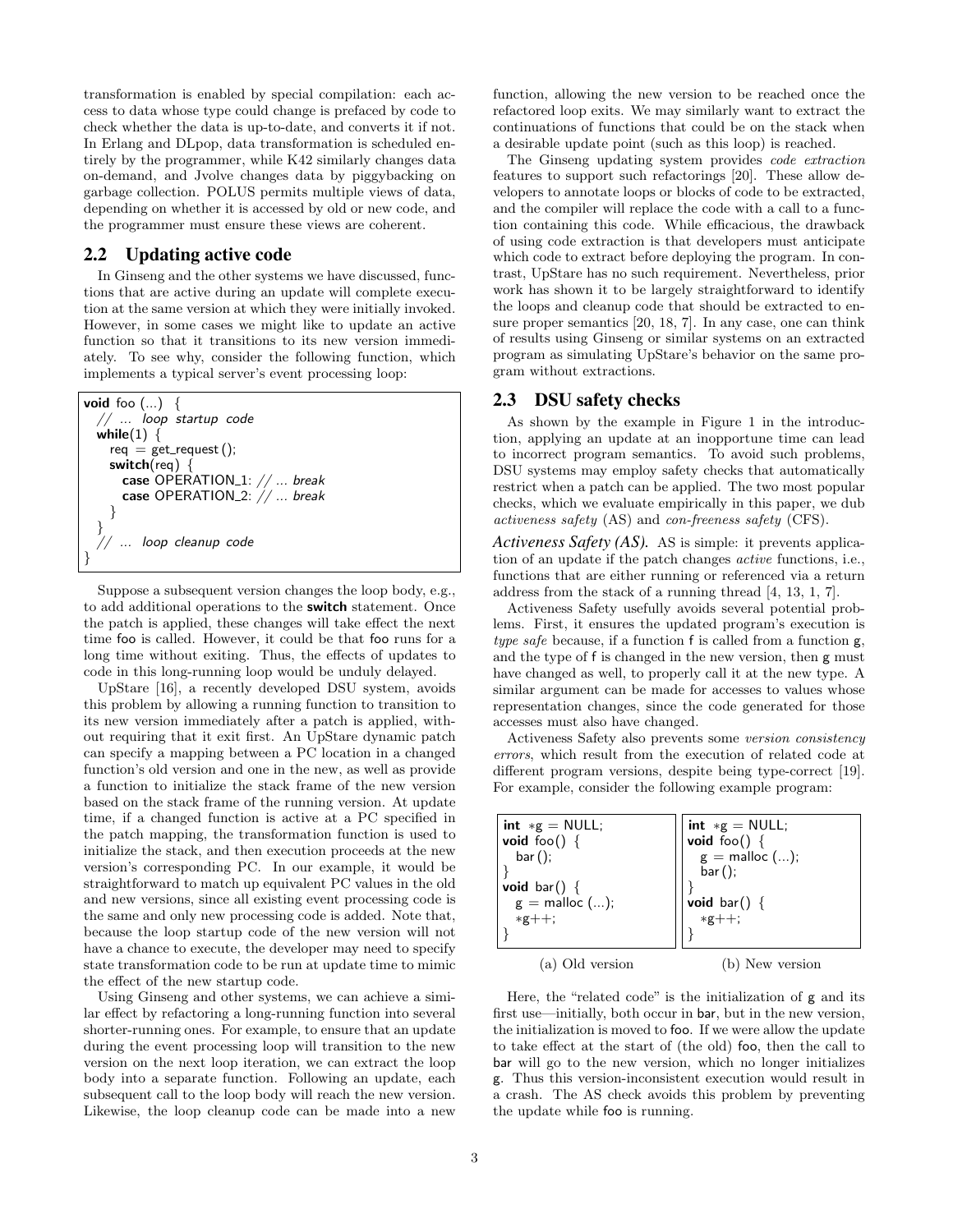transformation is enabled by special compilation: each access to data whose type could change is prefaced by code to check whether the data is up-to-date, and converts it if not. In Erlang and DLpop, data transformation is scheduled entirely by the programmer, while K42 similarly changes data on-demand, and Jvolve changes data by piggybacking on garbage collection. POLUS permits multiple views of data, depending on whether it is accessed by old or new code, and the programmer must ensure these views are coherent.

## 2.2 Updating active code

In Ginseng and the other systems we have discussed, functions that are active during an update will complete execution at the same version at which they were initially invoked. However, in some cases we might like to update an active function so that it transitions to its new version immediately. To see why, consider the following function, which implements a typical server's event processing loop:

```
void foo (...) {
  // ... loop startup code
  while(1) {
    req = get_request ();
    switch(req) {
      case OPERATION_1: // ... break
      case OPERATION_2: // ... break
    }
  }
  // ... loop cleanup code
}
```

Suppose a subsequent version changes the loop body, e.g., to add additional operations to the **switch** statement. Once the patch is applied, these changes will take effect the next time foo is called. However, it could be that foo runs for a long time without exiting. Thus, the effects of updates to code in this long-running loop would be unduly delayed.

UpStare [16], a recently developed DSU system, avoids this problem by allowing a running function to transition to its new version immediately after a patch is applied, without requiring that it exit first. An UpStare dynamic patch can specify a mapping between a PC location in a changed function's old version and one in the new, as well as provide a function to initialize the stack frame of the new version based on the stack frame of the running version. At update time, if a changed function is active at a PC specified in the patch mapping, the transformation function is used to initialize the stack, and then execution proceeds at the new version's corresponding PC. In our example, it would be straightforward to match up equivalent PC values in the old and new versions, since all existing event processing code is the same and only new processing code is added. Note that, because the loop startup code of the new version will not have a chance to execute, the developer may need to specify state transformation code to be run at update time to mimic the effect of the new startup code.

Using Ginseng and other systems, we can achieve a similar effect by refactoring a long-running function into several shorter-running ones. For example, to ensure that an update during the event processing loop will transition to the new version on the next loop iteration, we can extract the loop body into a separate function. Following an update, each subsequent call to the loop body will reach the new version. Likewise, the loop cleanup code can be made into a new function, allowing the new version to be reached once the refactored loop exits. We may similarly want to extract the continuations of functions that could be on the stack when a desirable update point (such as this loop) is reached.

The Ginseng updating system provides *code extraction* features to support such refactorings [20]. These allow developers to annotate loops or blocks of code to be extracted, and the compiler will replace the code with a call to a function containing this code. While efficacious, the drawback of using code extraction is that developers must anticipate which code to extract before deploying the program. In contrast, UpStare has no such requirement. Nevertheless, prior work has shown it to be largely straightforward to identify the loops and cleanup code that should be extracted to ensure proper semantics [20, 18, 7]. In any case, one can think of results using Ginseng or similar systems on an extracted program as simulating UpStare's behavior on the same program without extractions.

## 2.3 DSU safety checks

As shown by the example in Figure 1 in the introduction, applying an update at an inopportune time can lead to incorrect program semantics. To avoid such problems, DSU systems may employ safety checks that automatically restrict when a patch can be applied. The two most popular checks, which we evaluate empirically in this paper, we dub *activeness safety* (AS) and *con-freeness safety* (CFS).

***Activeness Safety (AS).*** AS is simple: it prevents application of an update if the patch changes *active* functions, i.e., functions that are either running or referenced via a return address from the stack of a running thread [4, 13, 1, 7].

Activeness Safety usefully avoids several potential problems. First, it ensures the updated program's execution is *type safe* because, if a function f is called from a function g, and the type of f is changed in the new version, then g must have changed as well, to properly call it at the new type. A similar argument can be made for accesses to values whose representation changes, since the code generated for those accesses must also have changed.

Activeness Safety also prevents some *version consistency errors*, which result from the execution of related code at different program versions, despite being type-correct [19]. For example, consider the following example program:

```
int *g = NULL;
void foo() {
  bar ();
}
void bar() {
  g = malloc (...);
  *g++;
}
```

(a) Old version

```
int *g = NULL;
void foo() {
  g = malloc (...);
  bar ();
}
void bar() {
  *g++;
}
```

(b) New version

Here, the "related code" is the initialization of g and its first use—initially, both occur in bar, but in the new version, the initialization is moved to foo. If we were allow the update to take effect at the start of (the old) foo, then the call to bar will go to the new version, which no longer initializes g. Thus this version-inconsistent execution would result in a crash. The AS check avoids this problem by preventing the update while foo is running.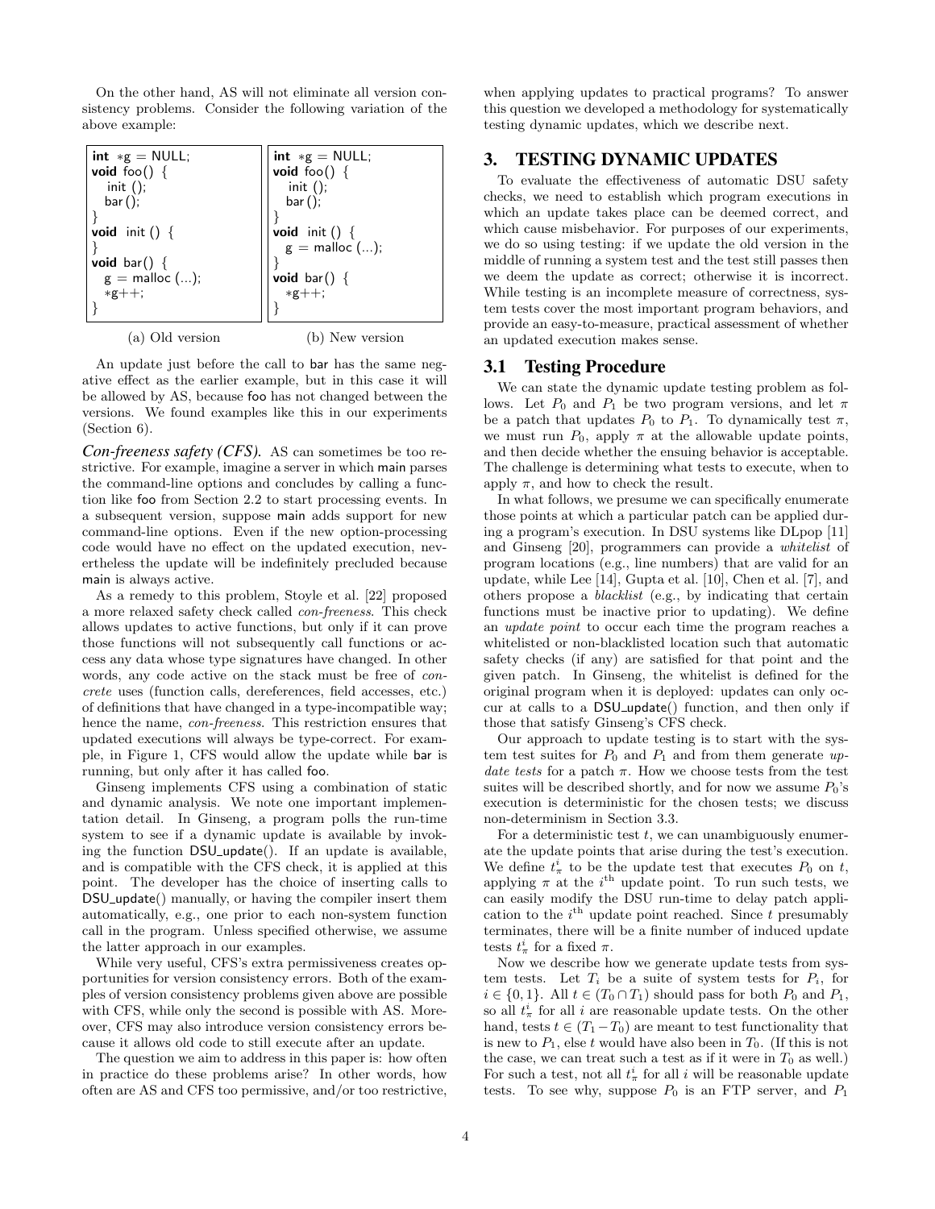On the other hand, AS will not eliminate all version consistency problems. Consider the following variation of the above example:

```
int *g = NULL;
void foo() {
  init ();
  bar ();
}
void init () {
}
void bar() {
  g = malloc (...);
  *g++;
}
```

(a) Old version

```
int *g = NULL;
void foo() {
  init ();
  bar ();
}
void init () {
  g = malloc (...);
}
void bar() {
  *g++;
}
```

(b) New version

An update just before the call to bar has the same negative effect as the earlier example, but in this case it will be allowed by AS, because foo has not changed between the versions. We found examples like this in our experiments (Section 6).

***Con-freeness safety (CFS).*** AS can sometimes be too restrictive. For example, imagine a server in which main parses the command-line options and concludes by calling a function like foo from Section 2.2 to start processing events. In a subsequent version, suppose main adds support for new command-line options. Even if the new option-processing code would have no effect on the updated execution, nevertheless the update will be indefinitely precluded because main is always active.

As a remedy to this problem, Stoyle et al. [22] proposed a more relaxed safety check called *con-freeness*. This check allows updates to active functions, but only if it can prove those functions will not subsequently call functions or access any data whose type signatures have changed. In other words, any code active on the stack must be free of *concrete* uses (function calls, dereferences, field accesses, etc.) of definitions that have changed in a type-incompatible way; hence the name, *con-freeness*. This restriction ensures that updated executions will always be type-correct. For example, in Figure 1, CFS would allow the update while bar is running, but only after it has called foo.

Ginseng implements CFS using a combination of static and dynamic analysis. We note one important implementation detail. In Ginseng, a program polls the run-time system to see if a dynamic update is available by invoking the function DSU_update(). If an update is available, and is compatible with the CFS check, it is applied at this point. The developer has the choice of inserting calls to DSU_update() manually, or having the compiler insert them automatically, e.g., one prior to each non-system function call in the program. Unless specified otherwise, we assume the latter approach in our examples.

While very useful, CFS's extra permissiveness creates opportunities for version consistency errors. Both of the examples of version consistency problems given above are possible with CFS, while only the second is possible with AS. Moreover, CFS may also introduce version consistency errors because it allows old code to still execute after an update.

The question we aim to address in this paper is: how often in practice do these problems arise? In other words, how often are AS and CFS too permissive, and/or too restrictive, when applying updates to practical programs? To answer this question we developed a methodology for systematically testing dynamic updates, which we describe next.

## 3. TESTING DYNAMIC UPDATES

To evaluate the effectiveness of automatic DSU safety checks, we need to establish which program executions in which an update takes place can be deemed correct, and which cause misbehavior. For purposes of our experiments, we do so using testing: if we update the old version in the middle of running a system test and the test still passes then we deem the update as correct; otherwise it is incorrect. While testing is an incomplete measure of correctness, system tests cover the most important program behaviors, and provide an easy-to-measure, practical assessment of whether an updated execution makes sense.

### 3.1 Testing Procedure

We can state the dynamic update testing problem as follows. Let $P_0$ and $P_1$ be two program versions, and let $\pi$ be a patch that updates $P_0$ to $P_1$. To dynamically test $\pi$, we must run $P_0$, apply $\pi$ at the allowable update points, and then decide whether the ensuing behavior is acceptable. The challenge is determining what tests to execute, when to apply $\pi$, and how to check the result.

In what follows, we presume we can specifically enumerate those points at which a particular patch can be applied during a program's execution. In DSU systems like DLpop [11] and Ginseng [20], programmers can provide a *whitelist* of program locations (e.g., line numbers) that are valid for an update, while Lee [14], Gupta et al. [10], Chen et al. [7], and others propose a *blacklist* (e.g., by indicating that certain functions must be inactive prior to updating). We define an *update point* to occur each time the program reaches a whitelisted or non-blacklisted location such that automatic safety checks (if any) are satisfied for that point and the given patch. In Ginseng, the whitelist is defined for the original program when it is deployed: updates can only occur at calls to a DSU_update() function, and then only if those that satisfy Ginseng's CFS check.

Our approach to update testing is to start with the system test suites for $P_0$ and $P_1$ and from them generate *update tests* for a patch $\pi$. How we choose tests from the test suites will be described shortly, and for now we assume $P_0$'s execution is deterministic for the chosen tests; we discuss non-determinism in Section 3.3.

For a deterministic test $t$, we can unambiguously enumerate the update points that arise during the test's execution. We define $t^i_\pi$ to be the update test that executes $P_0$ on $t$, applying $\pi$ at the $i^{\text{th}}$ update point. To run such tests, we can easily modify the DSU run-time to delay patch application to the $i^{\text{th}}$ update point reached. Since $t$ presumably terminates, there will be a finite number of induced update tests $t^i_\pi$ for a fixed $\pi$.

Now we describe how we generate update tests from system tests. Let $T_i$ be a suite of system tests for $P_i$, for $i \in \{0, 1\}$. All $t \in (T_0 \cap T_1)$ should pass for both $P_0$ and $P_1$, so all $t^i_\pi$ for all $i$ are reasonable update tests. On the other hand, tests $t \in (T_1 - T_0)$ are meant to test functionality that is new to $P_1$, else $t$ would have also been in $T_0$. (If this is not the case, we can treat such a test as if it were in $T_0$ as well.) For such a test, not all $t^i_\pi$ for all $i$ will be reasonable update tests. To see why, suppose $P_0$ is an FTP server, and $P_1$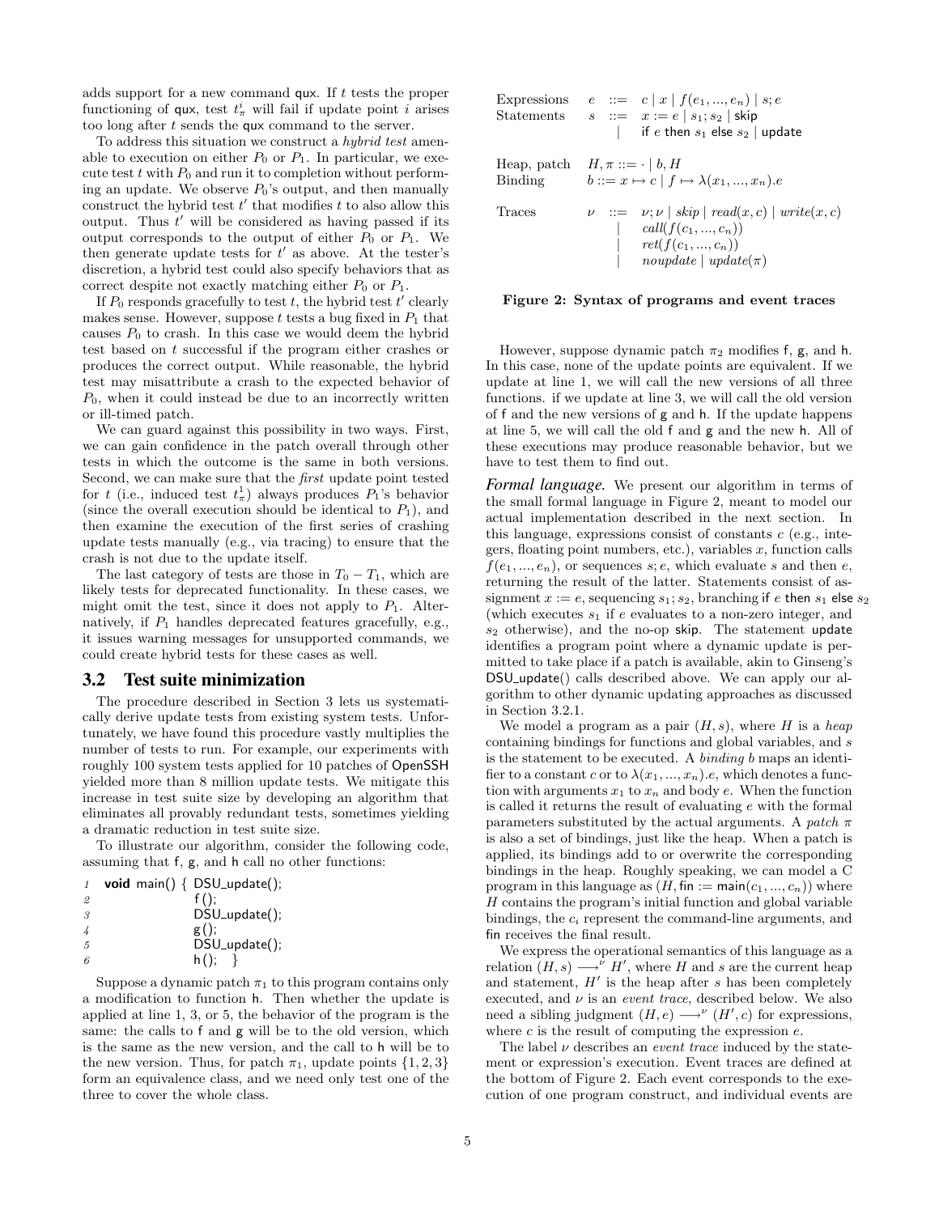adds support for a new command qux. If $t$ tests the proper functioning of qux, test $t^i_\pi$ will fail if update point $i$ arises too long after $t$ sends the qux command to the server.

To address this situation we construct a *hybrid test* amenable to execution on either $P_0$ or $P_1$. In particular, we execute test $t$ with $P_0$ and run it to completion without performing an update. We observe $P_0$'s output, and then manually construct the hybrid test $t'$ that modifies $t$ to also allow this output. Thus $t'$ will be considered as having passed if its output corresponds to the output of either $P_0$ or $P_1$. We then generate update tests for $t'$ as above. At the tester's discretion, a hybrid test could also specify behaviors that as correct despite not exactly matching either $P_0$ or $P_1$.

If $P_0$ responds gracefully to test $t$, the hybrid test $t'$ clearly makes sense. However, suppose $t$ tests a bug fixed in $P_1$ that causes $P_0$ to crash. In this case we would deem the hybrid test based on $t$ successful if the program either crashes or produces the correct output. While reasonable, the hybrid test may misattribute a crash to the expected behavior of $P_0$, when it could instead be due to an incorrectly written or ill-timed patch.

We can guard against this possibility in two ways. First, we can gain confidence in the patch overall through other tests in which the outcome is the same in both versions. Second, we can make sure that the *first* update point tested for $t$ (i.e., induced test $t^1_\pi$) always produces $P_1$'s behavior (since the overall execution should be identical to $P_1$), and then examine the execution of the first series of crashing update tests manually (e.g., via tracing) to ensure that the crash is not due to the update itself.

The last category of tests are those in $T_0 - T_1$, which are likely tests for deprecated functionality. In these cases, we might omit the test, since it does not apply to $P_1$. Alternatively, if $P_1$ handles deprecated features gracefully, e.g., it issues warning messages for unsupported commands, we could create hybrid tests for these cases as well.

## 3.2 Test suite minimization

The procedure described in Section 3 lets us systematically derive update tests from existing system tests. Unfortunately, we have found this procedure vastly multiplies the number of tests to run. For example, our experiments with roughly 100 system tests applied for 10 patches of OpenSSH yielded more than 8 million update tests. We mitigate this increase in test suite size by developing an algorithm that eliminates all provably redundant tests, sometimes yielding a dramatic reduction in test suite size.

To illustrate our algorithm, consider the following code, assuming that f, g, and h call no other functions:

```
1  void main() { DSU_update();
2                f();
3                DSU_update();
4                g();
5                DSU_update();
6                h();   }
```

Suppose a dynamic patch $\pi_1$ to this program contains only a modification to function h. Then whether the update is applied at line 1, 3, or 5, the behavior of the program is the same: the calls to f and g will be to the old version, which is the same as the new version, and the call to h will be to the new version. Thus, for patch $\pi_1$, update points $\{1, 2, 3\}$ form an equivalence class, and we need only test one of the three to cover the whole class.

$$
\begin{array}{llcl}
\text{Expressions} & e & ::= & c \mid x \mid f(e_1, ..., e_n) \mid s; e \\
\text{Statements} & s & ::= & x := e \mid s_1; s_2 \mid \mathsf{skip} \\
 & & \mid & \mathsf{if}\ e\ \mathsf{then}\ s_1\ \mathsf{else}\ s_2 \mid \mathsf{update} \\
 & & & \\
\text{Heap, patch} & H, \pi & ::= & \cdot \mid b, H \\
\text{Binding} & b & ::= & x \mapsto c \mid f \mapsto \lambda(x_1, ..., x_n).e \\
 & & & \\
\text{Traces} & \nu & ::= & \nu; \nu \mid \mathit{skip} \mid \mathit{read}(x, c) \mid \mathit{write}(x, c) \\
 & & \mid & \mathit{call}(f(c_1, ..., c_n)) \\
 & & \mid & \mathit{ret}(f(c_1, ..., c_n)) \\
 & & \mid & \mathit{noupdate} \mid \mathit{update}(\pi)
\end{array}
$$

**Figure 2: Syntax of programs and event traces**

However, suppose dynamic patch $\pi_2$ modifies f, g, and h. In this case, none of the update points are equivalent. If we update at line 1, we will call the new versions of all three functions. if we update at line 3, we will call the old version of f and the new versions of g and h. If the update happens at line 5, we will call the old f and g and the new h. All of these executions may produce reasonable behavior, but we have to test them to find out.

***Formal language.*** We present our algorithm in terms of the small formal language in Figure 2, meant to model our actual implementation described in the next section. In this language, expressions consist of constants $c$ (e.g., integers, floating point numbers, etc.), variables $x$, function calls $f(e_1, ..., e_n)$, or sequences $s; e$, which evaluate $s$ and then $e$, returning the result of the latter. Statements consist of assignment $x := e$, sequencing $s_1; s_2$, branching if $e$ then $s_1$ else $s_2$ (which executes $s_1$ if $e$ evaluates to a non-zero integer, and $s_2$ otherwise), and the no-op skip. The statement update identifies a program point where a dynamic update is permitted to take place if a patch is available, akin to Ginseng's DSU_update() calls described above. We can apply our algorithm to other dynamic updating approaches as discussed in Section 3.2.1.

We model a program as a pair $(H, s)$, where $H$ is a *heap* containing bindings for functions and global variables, and $s$ is the statement to be executed. A *binding* $b$ maps an identifier to a constant $c$ or to $\lambda(x_1, ..., x_n).e$, which denotes a function with arguments $x_1$ to $x_n$ and body $e$. When the function is called it returns the result of evaluating $e$ with the formal parameters substituted by the actual arguments. A *patch* $\pi$ is also a set of bindings, just like the heap. When a patch is applied, its bindings add to or overwrite the corresponding bindings in the heap. Roughly speaking, we can model a C program in this language as $(H, \mathsf{fin} := \mathsf{main}(c_1, ..., c_n))$ where $H$ contains the program's initial function and global variable bindings, the $c_i$ represent the command-line arguments, and fin receives the final result.

We express the operational semantics of this language as a relation $(H, s) \longrightarrow^{\nu} H'$, where $H$ and $s$ are the current heap and statement, $H'$ is the heap after $s$ has been completely executed, and $\nu$ is an *event trace*, described below. We also need a sibling judgment $(H, e) \longrightarrow^{\nu} (H', c)$ for expressions, where $c$ is the result of computing the expression $e$.

The label $\nu$ describes an *event trace* induced by the statement or expression's execution. Event traces are defined at the bottom of Figure 2. Each event corresponds to the execution of one program construct, and individual events are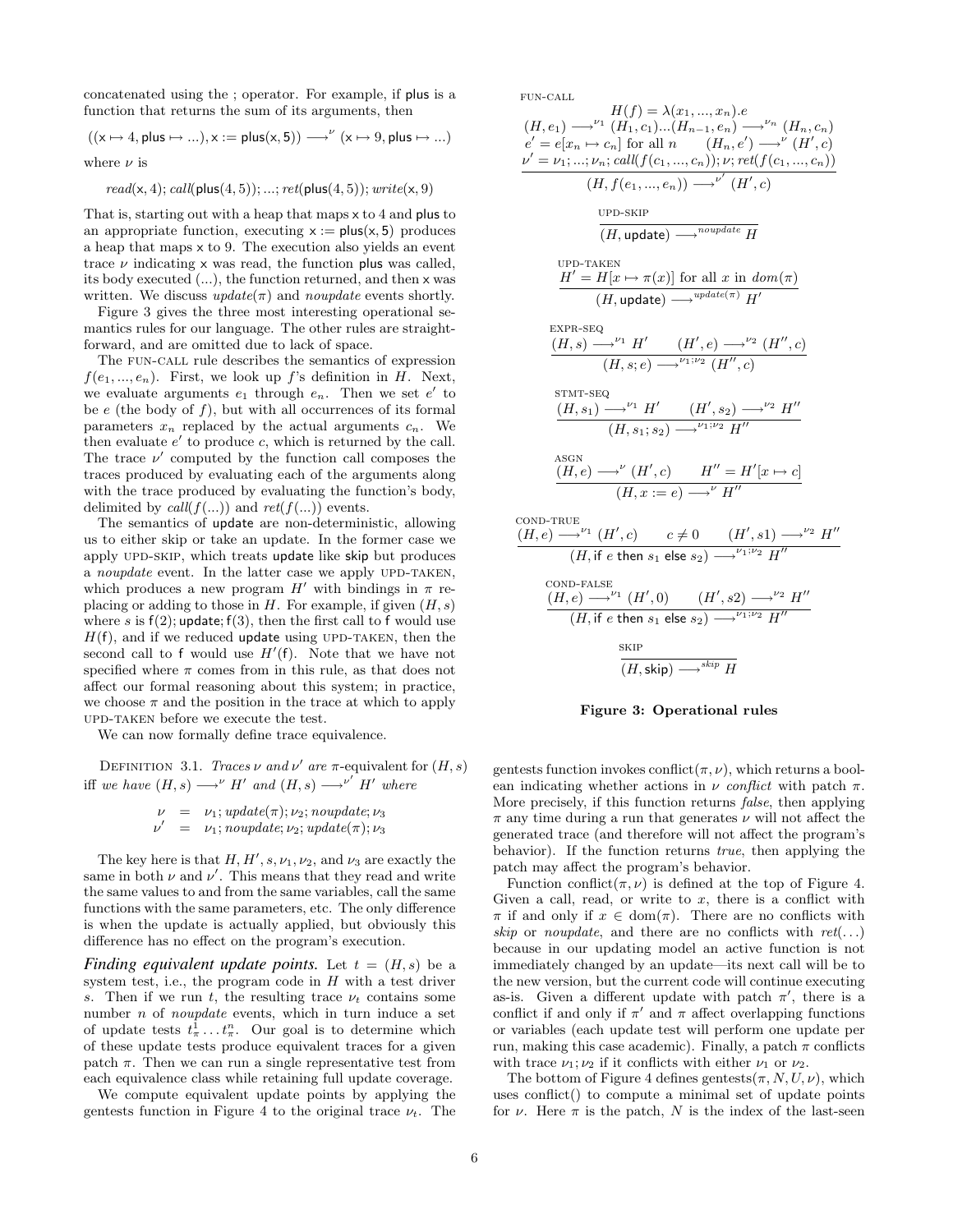concatenated using the ; operator. For example, if $\mathsf{plus}$ is a function that returns the sum of its arguments, then

$$((\mathsf{x} \mapsto 4, \mathsf{plus} \mapsto ...), \mathsf{x} := \mathsf{plus}(\mathsf{x}, 5)) \longrightarrow^{\nu} (\mathsf{x} \mapsto 9, \mathsf{plus} \mapsto ...)$$

where $\nu$ is

$$\mathit{read}(\mathsf{x}, 4); \mathit{call}(\mathsf{plus}(4, 5)); ...; \mathit{ret}(\mathsf{plus}(4, 5)); \mathit{write}(\mathsf{x}, 9)$$

That is, starting out with a heap that maps $\mathsf{x}$ to 4 and $\mathsf{plus}$ to an appropriate function, executing $\mathsf{x} := \mathsf{plus}(\mathsf{x}, 5)$ produces a heap that maps $\mathsf{x}$ to 9. The execution also yields an event trace $\nu$ indicating $\mathsf{x}$ was read, the function $\mathsf{plus}$ was called, its body executed (...), the function returned, and then $\mathsf{x}$ was written. We discuss $\mathit{update}(\pi)$ and $\mathit{noupdate}$ events shortly.

Figure 3 gives the three most interesting operational semantics rules for our language. The other rules are straightforward, and are omitted due to lack of space.

The FUN-CALL rule describes the semantics of expression $f(e_1, ..., e_n)$. First, we look up $f$'s definition in $H$. Next, we evaluate arguments $e_1$ through $e_n$. Then we set $e'$ to be $e$ (the body of $f$), but with all occurrences of its formal parameters $x_n$ replaced by the actual arguments $c_n$. We then evaluate $e'$ to produce $c$, which is returned by the call. The trace $\nu'$ computed by the function call composes the traces produced by evaluating each of the arguments along with the trace produced by evaluating the function's body, delimited by $\mathit{call}(f(...))$ and $\mathit{ret}(f(...))$ events.

The semantics of $\mathsf{update}$ are non-deterministic, allowing us to either skip or take an update. In the former case we apply UPD-SKIP, which treats $\mathsf{update}$ like $\mathsf{skip}$ but produces a *noupdate* event. In the latter case we apply UPD-TAKEN, which produces a new program $H'$ with bindings in $\pi$ replacing or adding to those in $H$. For example, if given $(H, s)$ where $s$ is $\mathsf{f}(2); \mathsf{update}; \mathsf{f}(3)$, then the first call to $\mathsf{f}$ would use $H(\mathsf{f})$, and if we reduced $\mathsf{update}$ using UPD-TAKEN, then the second call to $\mathsf{f}$ would use $H'(\mathsf{f})$. Note that we have not specified where $\pi$ comes from in this rule, as that does not affect our formal reasoning about this system; in practice, we choose $\pi$ and the position in the trace at which to apply UPD-TAKEN before we execute the test.

We can now formally define trace equivalence.

DEFINITION 3.1. *Traces $\nu$ and $\nu'$ are $\pi$-equivalent for $(H, s)$ iff we have $(H, s) \longrightarrow^{\nu} H'$ and $(H, s) \longrightarrow^{\nu'} H'$ where*

$$\begin{aligned} \nu &= \nu_1; \mathit{update}(\pi); \nu_2; \mathit{noupdate}; \nu_3 \\ \nu' &= \nu_1; \mathit{noupdate}; \nu_2; \mathit{update}(\pi); \nu_3 \end{aligned}$$

The key here is that $H, H', s, \nu_1, \nu_2$, and $\nu_3$ are exactly the same in both $\nu$ and $\nu'$. This means that they read and write the same values to and from the same variables, call the same functions with the same parameters, etc. The only difference is when the update is actually applied, but obviously this difference has no effect on the program's execution.

***Finding equivalent update points.*** Let $t = (H, s)$ be a system test, i.e., the program code in $H$ with a test driver $s$. Then if we run $t$, the resulting trace $\nu_t$ contains some number $n$ of *noupdate* events, which in turn induce a set of update tests $t^1_\pi \ldots t^n_\pi$. Our goal is to determine which of these update tests produce equivalent traces for a given patch $\pi$. Then we can run a single representative test from each equivalence class while retaining full update coverage.

We compute equivalent update points by applying the gentests function in Figure 4 to the original trace $\nu_t$. The

FUN-CALL

$$\frac{\begin{array}{c} H(f) = \lambda(x_1, ..., x_n).e \\ (H, e_1) \longrightarrow^{\nu_1} (H_1, c_1)...(H_{n-1}, e_n) \longrightarrow^{\nu_n} (H_n, c_n) \\ e' = e[x_n \mapsto c_n] \text{ for all } n \qquad (H_n, e') \longrightarrow^{\nu} (H', c) \\ \nu' = \nu_1; ...; \nu_n; \mathit{call}(f(c_1, ..., c_n)); \nu; \mathit{ret}(f(c_1, ..., c_n)) \end{array}}{(H, f(e_1, ..., e_n)) \longrightarrow^{\nu'} (H', c)}$$

UPD-SKIP

$$\frac{}{(H, \mathsf{update}) \longrightarrow^{\mathit{noupdate}} H}$$

UPD-TAKEN

$$\frac{H' = H[x \mapsto \pi(x)] \text{ for all } x \text{ in } \mathit{dom}(\pi)}{(H, \mathsf{update}) \longrightarrow^{\mathit{update}(\pi)} H'}$$

EXPR-SEQ

$$\frac{(H, s) \longrightarrow^{\nu_1} H' \qquad (H', e) \longrightarrow^{\nu_2} (H'', c)}{(H, s; e) \longrightarrow^{\nu_1; \nu_2} (H'', c)}$$

STMT-SEQ

$$\frac{(H, s_1) \longrightarrow^{\nu_1} H' \qquad (H', s_2) \longrightarrow^{\nu_2} H''}{(H, s_1; s_2) \longrightarrow^{\nu_1; \nu_2} H''}$$

ASGN

$$\frac{(H, e) \longrightarrow^{\nu} (H', c) \qquad H'' = H'[x \mapsto c]}{(H, x := e) \longrightarrow^{\nu} H''}$$

COND-TRUE

$$\frac{(H, e) \longrightarrow^{\nu_1} (H', c) \qquad c \neq 0 \qquad (H', s1) \longrightarrow^{\nu_2} H''}{(H, \mathsf{if}\ e\ \mathsf{then}\ s_1\ \mathsf{else}\ s_2) \longrightarrow^{\nu_1; \nu_2} H''}$$

COND-FALSE

$$\frac{(H, e) \longrightarrow^{\nu_1} (H', 0) \qquad (H', s2) \longrightarrow^{\nu_2} H''}{(H, \mathsf{if}\ e\ \mathsf{then}\ s_1\ \mathsf{else}\ s_2) \longrightarrow^{\nu_1; \nu_2} H''}$$

SKIP

$$\frac{}{(H, \mathsf{skip}) \longrightarrow^{\mathit{skip}} H}$$

**Figure 3: Operational rules**

gentests function invokes $\mathrm{conflict}(\pi, \nu)$, which returns a boolean indicating whether actions in $\nu$ *conflict* with patch $\pi$. More precisely, if this function returns *false*, then applying $\pi$ any time during a run that generates $\nu$ will not affect the generated trace (and therefore will not affect the program's behavior). If the function returns *true*, then applying the patch may affect the program's behavior.

Function $\mathrm{conflict}(\pi, \nu)$ is defined at the top of Figure 4. Given a call, read, or write to $x$, there is a conflict with $\pi$ if and only if $x \in \mathrm{dom}(\pi)$. There are no conflicts with *skip* or *noupdate*, and there are no conflicts with $\mathit{ret}(\ldots)$ because in our updating model an active function is not immediately changed by an update—its next call will be to the new version, but the current code will continue executing as-is. Given a different update with patch $\pi'$, there is a conflict if and only if $\pi'$ and $\pi$ affect overlapping functions or variables (each update test will perform one update per run, making this case academic). Finally, a patch $\pi$ conflicts with trace $\nu_1; \nu_2$ if it conflicts with either $\nu_1$ or $\nu_2$.

The bottom of Figure 4 defines $\mathrm{gentests}(\pi, N, U, \nu)$, which uses conflict() to compute a minimal set of update points for $\nu$. Here $\pi$ is the patch, $N$ is the index of the last-seen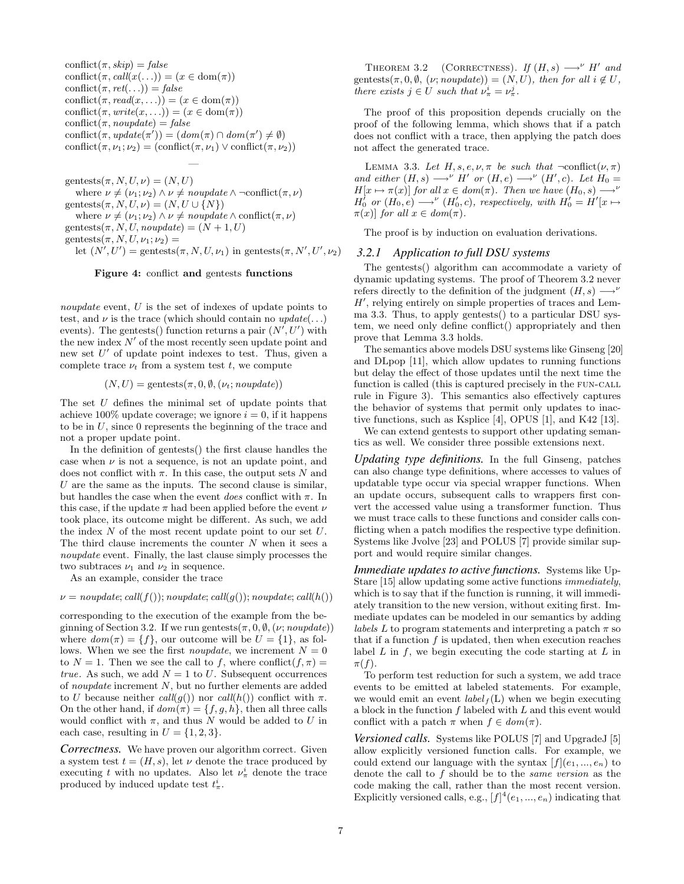$$\begin{aligned}
&\text{conflict}(\pi, \textit{skip}) = \textit{false}\\
&\text{conflict}(\pi, \textit{call}(x(\ldots)) = (x \in \text{dom}(\pi))\\
&\text{conflict}(\pi, \textit{ret}(\ldots)) = \textit{false}\\
&\text{conflict}(\pi, \textit{read}(x, \ldots)) = (x \in \text{dom}(\pi))\\
&\text{conflict}(\pi, \textit{write}(x, \ldots)) = (x \in \text{dom}(\pi))\\
&\text{conflict}(\pi, \textit{noupdate}) = \textit{false}\\
&\text{conflict}(\pi, \textit{update}(\pi')) = (\textit{dom}(\pi) \cap \textit{dom}(\pi') \neq \emptyset)\\
&\text{conflict}(\pi, \nu_1; \nu_2) = (\text{conflict}(\pi, \nu_1) \vee \text{conflict}(\pi, \nu_2))
\end{aligned}$$

—

$$\begin{aligned}
&\text{gentests}(\pi, N, U, \nu) = (N, U)\\
&\quad \text{where } \nu \neq (\nu_1; \nu_2) \wedge \nu \neq \textit{noupdate} \wedge \neg\text{conflict}(\pi, \nu)\\
&\text{gentests}(\pi, N, U, \nu) = (N, U \cup \{N\})\\
&\quad \text{where } \nu \neq (\nu_1; \nu_2) \wedge \nu \neq \textit{noupdate} \wedge \text{conflict}(\pi, \nu)\\
&\text{gentests}(\pi, N, U, \textit{noupdate}) = (N + 1, U)\\
&\text{gentests}(\pi, N, U, \nu_1; \nu_2) =\\
&\quad \text{let } (N', U') = \text{gentests}(\pi, N, U, \nu_1) \text{ in gentests}(\pi, N', U', \nu_2)
\end{aligned}$$

**Figure 4:** conflict **and** gentests **functions**

*noupdate* event, $U$ is the set of indexes of update points to test, and $\nu$ is the trace (which should contain no *update*(...) events). The gentests() function returns a pair $(N', U')$ with the new index $N'$ of the most recently seen update point and new set $U'$ of update point indexes to test. Thus, given a complete trace $\nu_t$ from a system test $t$, we compute

$$(N, U) = \text{gentests}(\pi, 0, \emptyset, (\nu_t; \textit{noupdate}))$$

The set $U$ defines the minimal set of update points that achieve 100% update coverage; we ignore $i = 0$, if it happens to be in $U$, since 0 represents the beginning of the trace and not a proper update point.

In the definition of gentests() the first clause handles the case when $\nu$ is not a sequence, is not an update point, and does not conflict with $\pi$. In this case, the output sets $N$ and $U$ are the same as the inputs. The second clause is similar, but handles the case when the event *does* conflict with $\pi$. In this case, if the update $\pi$ had been applied before the event $\nu$ took place, its outcome might be different. As such, we add the index $N$ of the most recent update point to our set $U$. The third clause increments the counter $N$ when it sees a *noupdate* event. Finally, the last clause simply processes the two subtraces $\nu_1$ and $\nu_2$ in sequence.

As an example, consider the trace

$$\nu = \textit{noupdate}; \textit{call}(f()); \textit{noupdate}; \textit{call}(g()); \textit{noupdate}; \textit{call}(h())$$

corresponding to the execution of the example from the beginning of Section 3.2. If we run gentests$(\pi, 0, \emptyset, (\nu; \textit{noupdate}))$ where $\textit{dom}(\pi) = \{f\}$, our outcome will be $U = \{1\}$, as follows. When we see the first *noupdate*, we increment $N = 0$ to $N = 1$. Then we see the call to $f$, where conflict$(f, \pi) = \textit{true}$. As such, we add $N = 1$ to $U$. Subsequent occurrences of *noupdate* increment $N$, but no further elements are added to $U$ because neither $\textit{call}(g())$ nor $\textit{call}(h())$ conflict with $\pi$. On the other hand, if $\textit{dom}(\pi) = \{f, g, h\}$, then all three calls would conflict with $\pi$, and thus $N$ would be added to $U$ in each case, resulting in $U = \{1, 2, 3\}$.

***Correctness.*** We have proven our algorithm correct. Given a system test $t = (H, s)$, let $\nu$ denote the trace produced by executing $t$ with no updates. Also let $\nu_\pi^i$ denote the trace produced by induced update test $t_\pi^i$.

Theorem 3.2 (Correctness). *If $(H, s) \longrightarrow^\nu H'$ and* gentests$(\pi, 0, \emptyset, (\nu; \textit{noupdate})) = (N, U)$*, then for all $i \notin U$, there exists $j \in U$ such that $\nu_\pi^i = \nu_\pi^j$.*

The proof of this proposition depends crucially on the proof of the following lemma, which shows that if a patch does not conflict with a trace, then applying the patch does not affect the generated trace.

Lemma 3.3. *Let $H, s, e, \nu, \pi$ be such that $\neg$conflict$(\nu, \pi)$ and either $(H, s) \longrightarrow^\nu H'$ or $(H, e) \longrightarrow^\nu (H', c)$. Let $H_0 = H[x \mapsto \pi(x)]$ for all $x \in dom(\pi)$. Then we have $(H_0, s) \longrightarrow^\nu H_0'$ or $(H_0, e) \longrightarrow^\nu (H_0', c)$, respectively, with $H_0' = H'[x \mapsto \pi(x)]$ for all $x \in dom(\pi)$.*

The proof is by induction on evaluation derivations.

### 3.2.1 Application to full DSU systems

The gentests() algorithm can accommodate a variety of dynamic updating systems. The proof of Theorem 3.2 never refers directly to the definition of the judgment $(H, s) \longrightarrow^\nu H'$, relying entirely on simple properties of traces and Lemma 3.3. Thus, to apply gentests() to a particular DSU system, we need only define conflict() appropriately and then prove that Lemma 3.3 holds.

The semantics above models DSU systems like Ginseng [20] and DLpop [11], which allow updates to running functions but delay the effect of those updates until the next time the function is called (this is captured precisely in the fun-call rule in Figure 3). This semantics also effectively captures the behavior of systems that permit only updates to inactive functions, such as Ksplice [4], OPUS [1], and K42 [13].

We can extend gentests to support other updating semantics as well. We consider three possible extensions next.

***Updating type definitions.*** In the full Ginseng, patches can also change type definitions, where accesses to values of updatable type occur via special wrapper functions. When an update occurs, subsequent calls to wrappers first convert the accessed value using a transformer function. Thus we must trace calls to these functions and consider calls conflicting when a patch modifies the respective type definition. Systems like Jvolve [23] and POLUS [7] provide similar support and would require similar changes.

***Immediate updates to active functions.*** Systems like UpStare [15] allow updating some active functions *immediately*, which is to say that if the function is running, it will immediately transition to the new version, without exiting first. Immediate updates can be modeled in our semantics by adding *labels* $L$ to program statements and interpreting a patch $\pi$ so that if a function $f$ is updated, then when execution reaches label $L$ in $f$, we begin executing the code starting at $L$ in $\pi(f)$.

To perform test reduction for such a system, we add trace events to be emitted at labeled statements. For example, we would emit an event $\textit{label}_f(\text{L})$ when we begin executing a block in the function $f$ labeled with $L$ and this event would conflict with a patch $\pi$ when $f \in dom(\pi)$.

***Versioned calls.*** Systems like POLUS [7] and UpgradeJ [5] allow explicitly versioned function calls. For example, we could extend our language with the syntax $[f](e_1, ..., e_n)$ to denote the call to $f$ should be to the *same version* as the code making the call, rather than the most recent version. Explicitly versioned calls, e.g., $[f]^4(e_1, ..., e_n)$ indicating that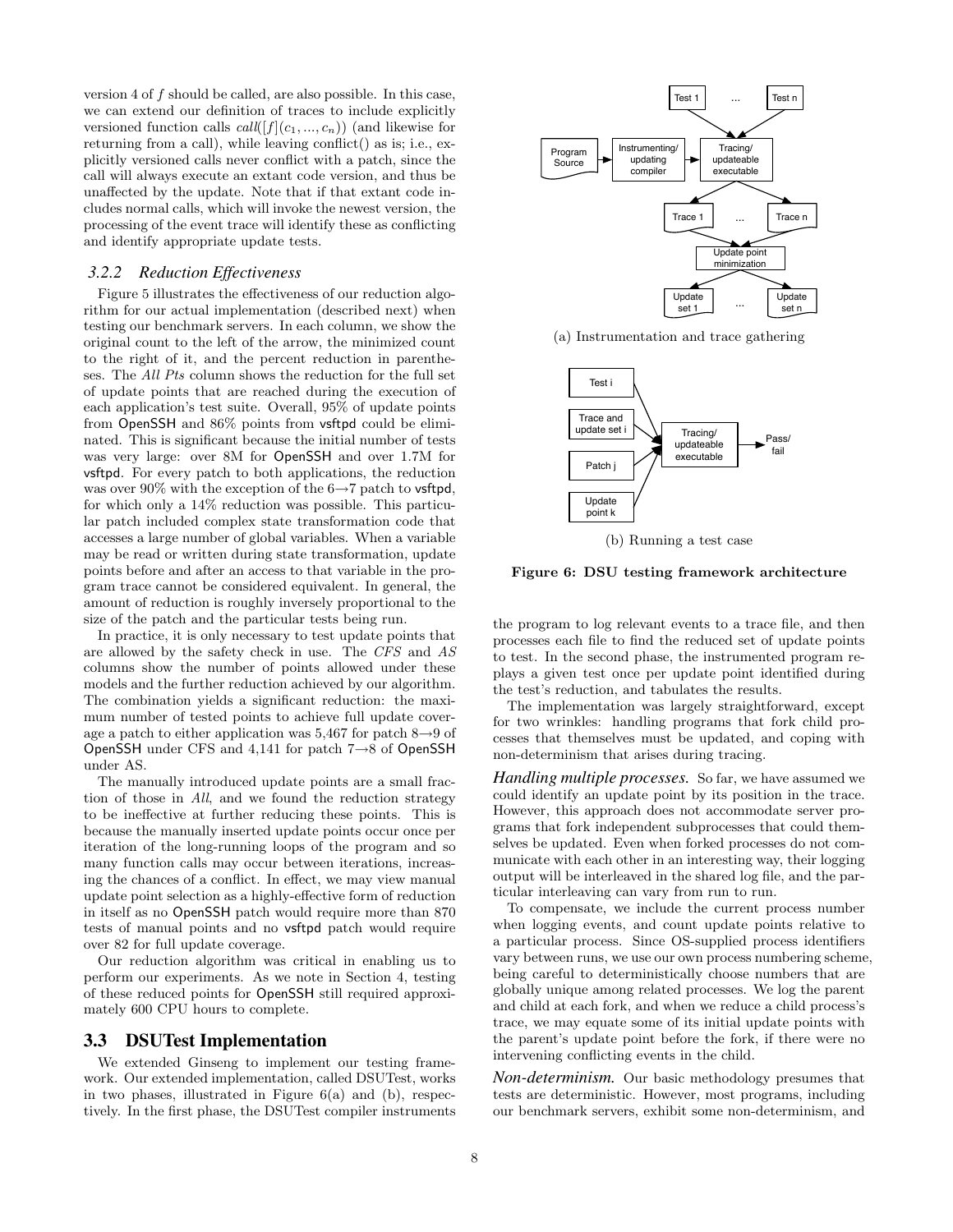version 4 of $f$ should be called, are also possible. In this case, we can extend our definition of traces to include explicitly versioned function calls $call([f](c_1, ..., c_n))$ (and likewise for returning from a call), while leaving conflict() as is; i.e., explicitly versioned calls never conflict with a patch, since the call will always execute an extant code version, and thus be unaffected by the update. Note that if that extant code includes normal calls, which will invoke the newest version, the processing of the event trace will identify these as conflicting and identify appropriate update tests.

### 3.2.2 Reduction Effectiveness

Figure 5 illustrates the effectiveness of our reduction algorithm for our actual implementation (described next) when testing our benchmark servers. In each column, we show the original count to the left of the arrow, the minimized count to the right of it, and the percent reduction in parentheses. The *All Pts* column shows the reduction for the full set of update points that are reached during the execution of each application's test suite. Overall, 95% of update points from OpenSSH and 86% points from vsftpd could be eliminated. This is significant because the initial number of tests was very large: over 8M for OpenSSH and over 1.7M for vsftpd. For every patch to both applications, the reduction was over 90% with the exception of the 6→7 patch to vsftpd, for which only a 14% reduction was possible. This particular patch included complex state transformation code that accesses a large number of global variables. When a variable may be read or written during state transformation, update points before and after an access to that variable in the program trace cannot be considered equivalent. In general, the amount of reduction is roughly inversely proportional to the size of the patch and the particular tests being run.

In practice, it is only necessary to test update points that are allowed by the safety check in use. The *CFS* and *AS* columns show the number of points allowed under these models and the further reduction achieved by our algorithm. The combination yields a significant reduction: the maximum number of tested points to achieve full update coverage a patch to either application was 5,467 for patch 8→9 of OpenSSH under CFS and 4,141 for patch 7→8 of OpenSSH under AS.

The manually introduced update points are a small fraction of those in *All*, and we found the reduction strategy to be ineffective at further reducing these points. This is because the manually inserted update points occur once per iteration of the long-running loops of the program and so many function calls may occur between iterations, increasing the chances of a conflict. In effect, we may view manual update point selection as a highly-effective form of reduction in itself as no OpenSSH patch would require more than 870 tests of manual points and no vsftpd patch would require over 82 for full update coverage.

Our reduction algorithm was critical in enabling us to perform our experiments. As we note in Section 4, testing of these reduced points for OpenSSH still required approximately 600 CPU hours to complete.

## 3.3 DSUTest Implementation

We extended Ginseng to implement our testing framework. Our extended implementation, called DSUTest, works in two phases, illustrated in Figure 6(a) and (b), respectively. In the first phase, the DSUTest compiler instruments the program to log relevant events to a trace file, and then processes each file to find the reduced set of update points to test. In the second phase, the instrumented program replays a given test once per update point identified during the test's reduction, and tabulates the results.

(a) Instrumentation and trace gathering

(b) Running a test case

**Figure 6: DSU testing framework architecture**

The implementation was largely straightforward, except for two wrinkles: handling programs that fork child processes that themselves must be updated, and coping with non-determinism that arises during tracing.

***Handling multiple processes.*** So far, we have assumed we could identify an update point by its position in the trace. However, this approach does not accommodate server programs that fork independent subprocesses that could themselves be updated. Even when forked processes do not communicate with each other in an interesting way, their logging output will be interleaved in the shared log file, and the particular interleaving can vary from run to run.

To compensate, we include the current process number when logging events, and count update points relative to a particular process. Since OS-supplied process identifiers vary between runs, we use our own process numbering scheme, being careful to deterministically choose numbers that are globally unique among related processes. We log the parent and child at each fork, and when we reduce a child process's trace, we may equate some of its initial update points with the parent's update point before the fork, if there were no intervening conflicting events in the child.

***Non-determinism.*** Our basic methodology presumes that tests are deterministic. However, most programs, including our benchmark servers, exhibit some non-determinism, and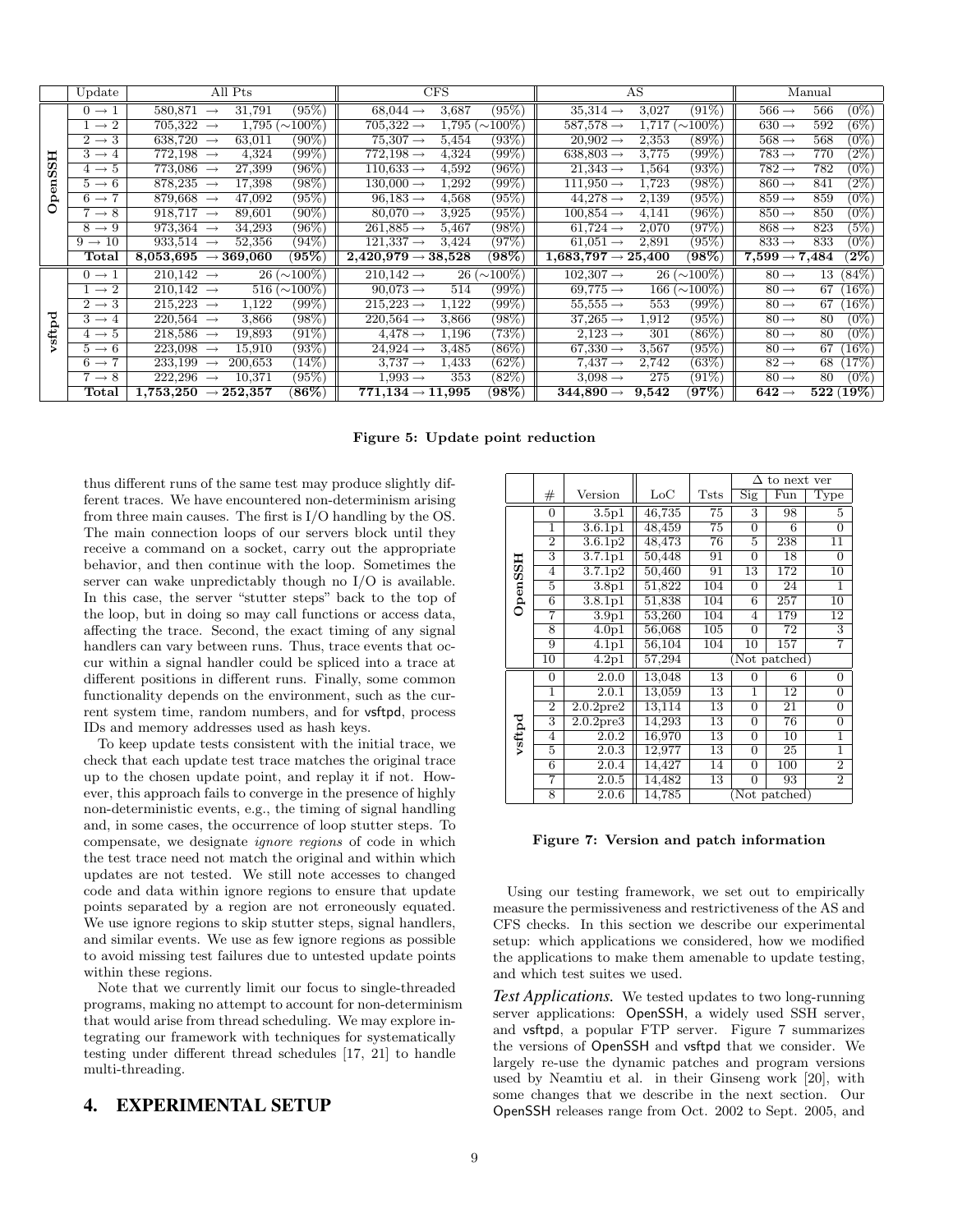|  | Update | All Pts |  | CFS |  | AS |  | Manual |  |
|---|---|---|---|---|---|---|---|---|---|
| OpenSSH | 0 → 1 | 580,871 → 31,791 | (95%) | 68,044 → 3,687 | (95%) | 35,314 → 3,027 | (91%) | 566 → 566 | (0%) |
|  | 1 → 2 | 705,322 → 1,795 | (∼100%) | 705,322 → 1,795 | (∼100%) | 587,578 → 1,717 | (∼100%) | 630 → 592 | (6%) |
|  | 2 → 3 | 638,720 → 63,011 | (90%) | 75,307 → 5,454 | (93%) | 20,902 → 2,353 | (89%) | 568 → 568 | (0%) |
|  | 3 → 4 | 772,198 → 4,324 | (99%) | 772,198 → 4,324 | (99%) | 638,803 → 3,775 | (99%) | 783 → 770 | (2%) |
|  | 4 → 5 | 773,086 → 27,399 | (96%) | 110,633 → 4,592 | (96%) | 21,343 → 1,564 | (93%) | 782 → 782 | (0%) |
|  | 5 → 6 | 878,235 → 17,398 | (98%) | 130,000 → 1,292 | (99%) | 111,950 → 1,723 | (98%) | 860 → 841 | (2%) |
|  | 6 → 7 | 879,668 → 47,092 | (95%) | 96,183 → 4,568 | (95%) | 44,278 → 2,139 | (95%) | 859 → 859 | (0%) |
|  | 7 → 8 | 918,717 → 89,601 | (90%) | 80,070 → 3,925 | (95%) | 100,854 → 4,141 | (96%) | 850 → 850 | (0%) |
|  | 8 → 9 | 973,364 → 34,293 | (96%) | 261,885 → 5,467 | (98%) | 61,724 → 2,070 | (97%) | 868 → 823 | (5%) |
|  | 9 → 10 | 933,514 → 52,356 | (94%) | 121,337 → 3,424 | (97%) | 61,051 → 2,891 | (95%) | 833 → 833 | (0%) |
|  | **Total** | **8,053,695 → 369,060** | **(95%)** | **2,420,979 → 38,528** | **(98%)** | **1,683,797 → 25,400** | **(98%)** | **7,599 → 7,484** | **(2%)** |
| vsftpd | 0 → 1 | 210,142 → 26 | (∼100%) | 210,142 → 26 | (∼100%) | 102,307 → 26 | (∼100%) | 80 → 13 | (84%) |
|  | 1 → 2 | 210,142 → 516 | (∼100%) | 90,073 → 514 | (99%) | 69,775 → 166 | (∼100%) | 80 → 67 | (16%) |
|  | 2 → 3 | 215,223 → 1,122 | (99%) | 215,223 → 1,122 | (99%) | 55,555 → 553 | (99%) | 80 → 67 | (16%) |
|  | 3 → 4 | 220,564 → 3,866 | (98%) | 220,564 → 3,866 | (98%) | 37,265 → 1,912 | (95%) | 80 → 80 | (0%) |
|  | 4 → 5 | 218,586 → 19,893 | (91%) | 4,478 → 1,196 | (73%) | 2,123 → 301 | (86%) | 80 → 80 | (0%) |
|  | 5 → 6 | 223,098 → 15,910 | (93%) | 24,924 → 3,485 | (86%) | 67,330 → 3,567 | (95%) | 80 → 67 | (16%) |
|  | 6 → 7 | 233,199 → 200,653 | (14%) | 3,737 → 1,433 | (62%) | 7,437 → 2,742 | (63%) | 82 → 68 | (17%) |
|  | 7 → 8 | 222,296 → 10,371 | (95%) | 1,993 → 353 | (82%) | 3,098 → 275 | (91%) | 80 → 80 | (0%) |
|  | **Total** | **1,753,250 → 252,357** | **(86%)** | **771,134 → 11,995** | **(98%)** | **344,890 → 9,542** | **(97%)** | **642 → 522** | **(19%)** |

**Figure 5: Update point reduction**

thus different runs of the same test may produce slightly different traces. We have encountered non-determinism arising from three main causes. The first is I/O handling by the OS. The main connection loops of our servers block until they receive a command on a socket, carry out the appropriate behavior, and then continue with the loop. Sometimes the server can wake unpredictably though no I/O is available. In this case, the server "stutter steps" back to the top of the loop, but in doing so may call functions or access data, affecting the trace. Second, the exact timing of any signal handlers can vary between runs. Thus, trace events that occur within a signal handler could be spliced into a trace at different positions in different runs. Finally, some common functionality depends on the environment, such as the current system time, random numbers, and for vsftpd, process IDs and memory addresses used as hash keys.

To keep update tests consistent with the initial trace, we check that each update test trace matches the original trace up to the chosen update point, and replay it if not. However, this approach fails to converge in the presence of highly non-deterministic events, e.g., the timing of signal handling and, in some cases, the occurrence of loop stutter steps. To compensate, we designate *ignore regions* of code in which the test trace need not match the original and within which updates are not tested. We still note accesses to changed code and data within ignore regions to ensure that update points separated by a region are not erroneously equated. We use ignore regions to skip stutter steps, signal handlers, and similar events. We use as few ignore regions as possible to avoid missing test failures due to untested update points within these regions.

Note that we currently limit our focus to single-threaded programs, making no attempt to account for non-determinism that would arise from thread scheduling. We may explore integrating our framework with techniques for systematically testing under different thread schedules [17, 21] to handle multi-threading.

## 4. EXPERIMENTAL SETUP

|  |  |  |  |  | Δ to next ver |  |  |
|---|---|---|---|---|---|---|---|
|  | # | Version | LoC | Tsts | Sig | Fun | Type |
| OpenSSH | 0 | 3.5p1 | 46,735 | 75 | 3 | 98 | 5 |
|  | 1 | 3.6.1p1 | 48,459 | 75 | 0 | 6 | 0 |
|  | 2 | 3.6.1p2 | 48,473 | 76 | 5 | 238 | 11 |
|  | 3 | 3.7.1p1 | 50,448 | 91 | 0 | 18 | 0 |
|  | 4 | 3.7.1p2 | 50,460 | 91 | 13 | 172 | 10 |
|  | 5 | 3.8p1 | 51,822 | 104 | 0 | 24 | 1 |
|  | 6 | 3.8.1p1 | 51,838 | 104 | 6 | 257 | 10 |
|  | 7 | 3.9p1 | 53,260 | 104 | 4 | 179 | 12 |
|  | 8 | 4.0p1 | 56,068 | 105 | 0 | 72 | 3 |
|  | 9 | 4.1p1 | 56,104 | 104 | 10 | 157 | 7 |
|  | 10 | 4.2p1 | 57,294 | (Not patched) |  |  |  |
| vsftpd | 0 | 2.0.0 | 13,048 | 13 | 0 | 6 | 0 |
|  | 1 | 2.0.1 | 13,059 | 13 | 1 | 12 | 0 |
|  | 2 | 2.0.2pre2 | 13,114 | 13 | 0 | 21 | 0 |
|  | 3 | 2.0.2pre3 | 14,293 | 13 | 0 | 76 | 0 |
|  | 4 | 2.0.2 | 16,970 | 13 | 0 | 10 | 1 |
|  | 5 | 2.0.3 | 12,977 | 13 | 0 | 25 | 1 |
|  | 6 | 2.0.4 | 14,427 | 14 | 0 | 100 | 2 |
|  | 7 | 2.0.5 | 14,482 | 13 | 0 | 93 | 2 |
|  | 8 | 2.0.6 | 14,785 | (Not patched) |  |  |  |

**Figure 7: Version and patch information**

Using our testing framework, we set out to empirically measure the permissiveness and restrictiveness of the AS and CFS checks. In this section we describe our experimental setup: which applications we considered, how we modified the applications to make them amenable to update testing, and which test suites we used.

***Test Applications.*** We tested updates to two long-running server applications: OpenSSH, a widely used SSH server, and vsftpd, a popular FTP server. Figure 7 summarizes the versions of OpenSSH and vsftpd that we consider. We largely re-use the dynamic patches and program versions used by Neamtiu et al. in their Ginseng work [20], with some changes that we describe in the next section. Our OpenSSH releases range from Oct. 2002 to Sept. 2005, and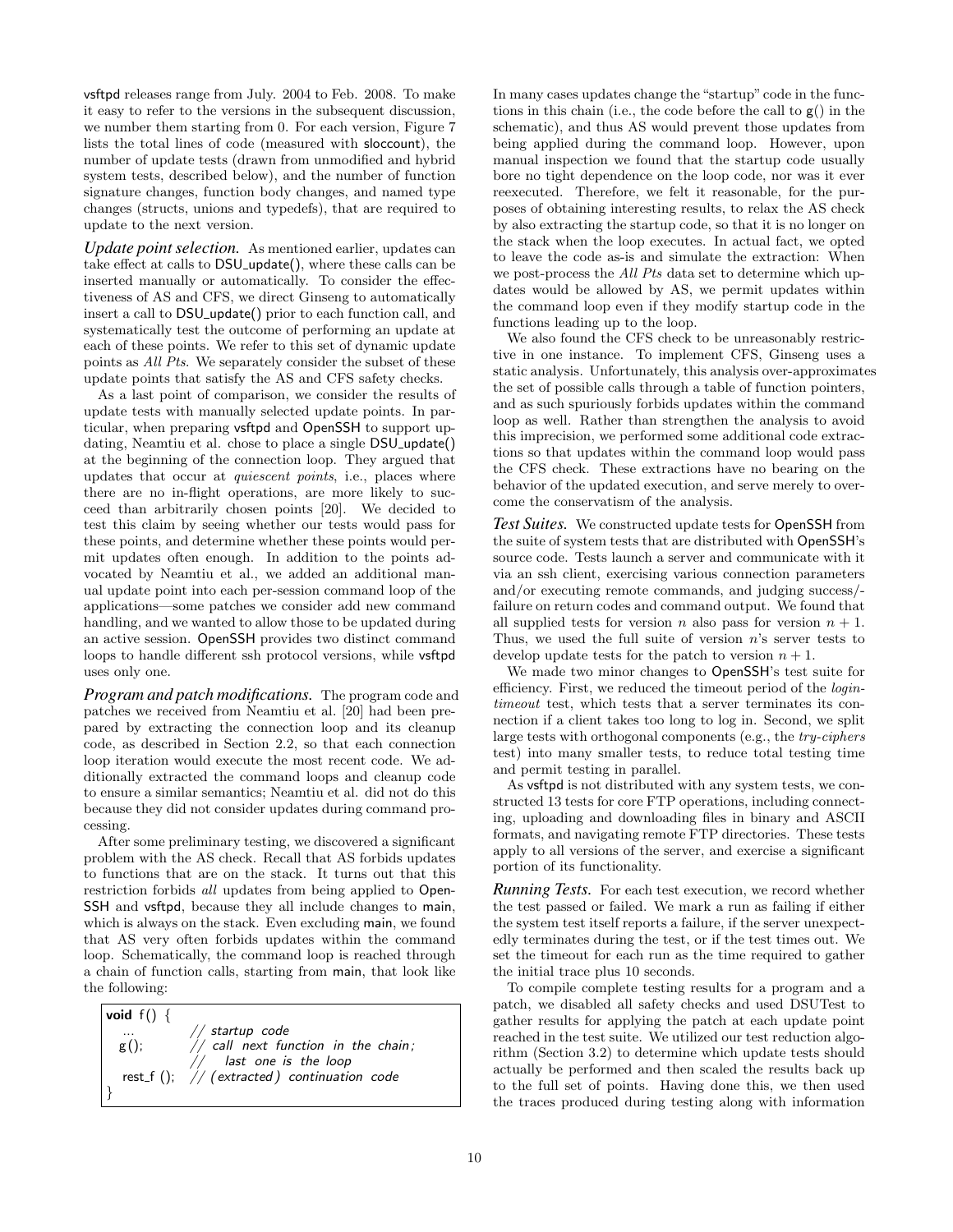vsftpd releases range from July. 2004 to Feb. 2008. To make it easy to refer to the versions in the subsequent discussion, we number them starting from 0. For each version, Figure 7 lists the total lines of code (measured with sloccount), the number of update tests (drawn from unmodified and hybrid system tests, described below), and the number of function signature changes, function body changes, and named type changes (structs, unions and typedefs), that are required to update to the next version.

***Update point selection.*** As mentioned earlier, updates can take effect at calls to DSU_update(), where these calls can be inserted manually or automatically. To consider the effectiveness of AS and CFS, we direct Ginseng to automatically insert a call to DSU_update() prior to each function call, and systematically test the outcome of performing an update at each of these points. We refer to this set of dynamic update points as *All Pts*. We separately consider the subset of these update points that satisfy the AS and CFS safety checks.

As a last point of comparison, we consider the results of update tests with manually selected update points. In particular, when preparing vsftpd and OpenSSH to support updating, Neamtiu et al. chose to place a single DSU_update() at the beginning of the connection loop. They argued that updates that occur at *quiescent points*, i.e., places where there are no in-flight operations, are more likely to succeed than arbitrarily chosen points [20]. We decided to test this claim by seeing whether our tests would pass for these points, and determine whether these points would permit updates often enough. In addition to the points advocated by Neamtiu et al., we added an additional manual update point into each per-session command loop of the applications—some patches we consider add new command handling, and we wanted to allow those to be updated during an active session. OpenSSH provides two distinct command loops to handle different ssh protocol versions, while vsftpd uses only one.

***Program and patch modifications.*** The program code and patches we received from Neamtiu et al. [20] had been prepared by extracting the connection loop and its cleanup code, as described in Section 2.2, so that each connection loop iteration would execute the most recent code. We additionally extracted the command loops and cleanup code to ensure a similar semantics; Neamtiu et al. did not do this because they did not consider updates during command processing.

After some preliminary testing, we discovered a significant problem with the AS check. Recall that AS forbids updates to functions that are on the stack. It turns out that this restriction forbids *all* updates from being applied to OpenSSH and vsftpd, because they all include changes to main, which is always on the stack. Even excluding main, we found that AS very often forbids updates within the command loop. Schematically, the command loop is reached through a chain of function calls, starting from main, that look like the following:

```
void f() {
  ...        // startup code
  g();       // call next function in the chain;
             //   last one is the loop
  rest_f (); // (extracted) continuation code
}
```

In many cases updates change the "startup" code in the functions in this chain (i.e., the code before the call to g() in the schematic), and thus AS would prevent those updates from being applied during the command loop. However, upon manual inspection we found that the startup code usually bore no tight dependence on the loop code, nor was it ever reexecuted. Therefore, we felt it reasonable, for the purposes of obtaining interesting results, to relax the AS check by also extracting the startup code, so that it is no longer on the stack when the loop executes. In actual fact, we opted to leave the code as-is and simulate the extraction: When we post-process the *All Pts* data set to determine which updates would be allowed by AS, we permit updates within the command loop even if they modify startup code in the functions leading up to the loop.

We also found the CFS check to be unreasonably restrictive in one instance. To implement CFS, Ginseng uses a static analysis. Unfortunately, this analysis over-approximates the set of possible calls through a table of function pointers, and as such spuriously forbids updates within the command loop as well. Rather than strengthen the analysis to avoid this imprecision, we performed some additional code extractions so that updates within the command loop would pass the CFS check. These extractions have no bearing on the behavior of the updated execution, and serve merely to overcome the conservatism of the analysis.

***Test Suites.*** We constructed update tests for OpenSSH from the suite of system tests that are distributed with OpenSSH's source code. Tests launch a server and communicate with it via an ssh client, exercising various connection parameters and/or executing remote commands, and judging success/-failure on return codes and command output. We found that all supplied tests for version $n$ also pass for version $n + 1$. Thus, we used the full suite of version $n$'s server tests to develop update tests for the patch to version $n + 1$.

We made two minor changes to OpenSSH's test suite for efficiency. First, we reduced the timeout period of the *login-timeout* test, which tests that a server terminates its connection if a client takes too long to log in. Second, we split large tests with orthogonal components (e.g., the *try-ciphers* test) into many smaller tests, to reduce total testing time and permit testing in parallel.

As vsftpd is not distributed with any system tests, we constructed 13 tests for core FTP operations, including connecting, uploading and downloading files in binary and ASCII formats, and navigating remote FTP directories. These tests apply to all versions of the server, and exercise a significant portion of its functionality.

***Running Tests.*** For each test execution, we record whether the test passed or failed. We mark a run as failing if either the system test itself reports a failure, if the server unexpectedly terminates during the test, or if the test times out. We set the timeout for each run as the time required to gather the initial trace plus 10 seconds.

To compile complete testing results for a program and a patch, we disabled all safety checks and used DSUTest to gather results for applying the patch at each update point reached in the test suite. We utilized our test reduction algorithm (Section 3.2) to determine which update tests should actually be performed and then scaled the results back up to the full set of points. Having done this, we then used the traces produced during testing along with information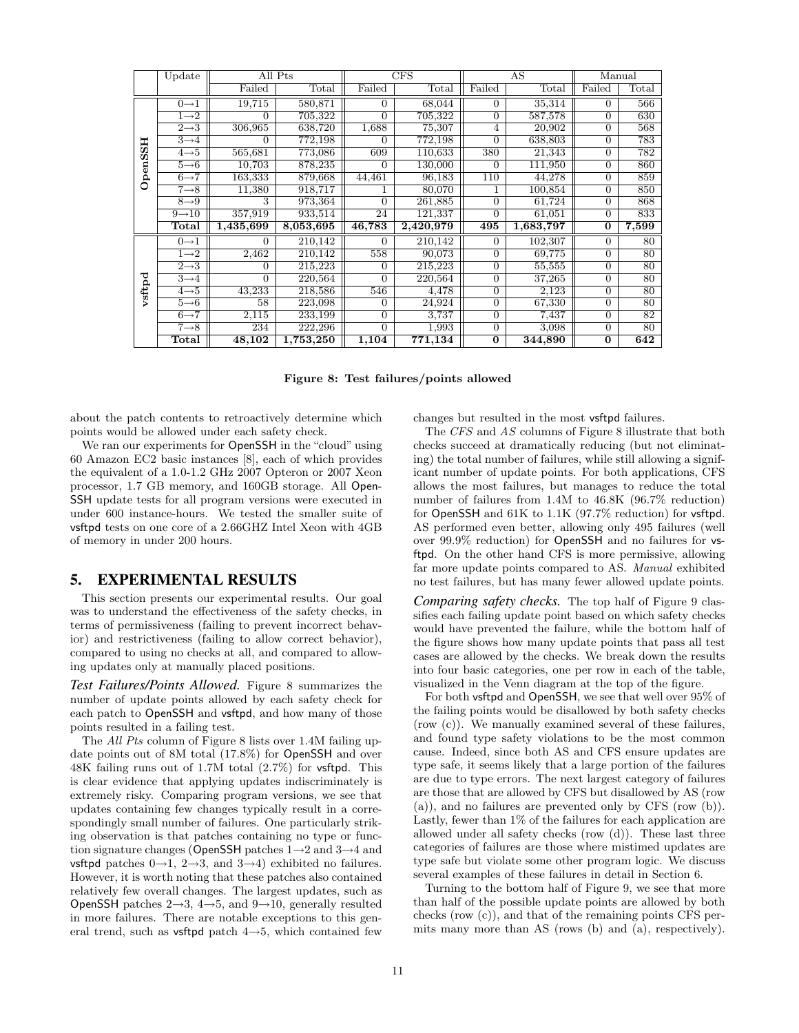| | Update | All Pts | | CFS | | AS | | Manual | |
|---|---|---|---|---|---|---|---|---|---|
| | | Failed | Total | Failed | Total | Failed | Total | Failed | Total |
| OpenSSH | 0→1 | 19,715 | 580,871 | 0 | 68,044 | 0 | 35,314 | 0 | 566 |
| | 1→2 | 0 | 705,322 | 0 | 705,322 | 0 | 587,578 | 0 | 630 |
| | 2→3 | 306,965 | 638,720 | 1,688 | 75,307 | 4 | 20,902 | 0 | 568 |
| | 3→4 | 0 | 772,198 | 0 | 772,198 | 0 | 638,803 | 0 | 783 |
| | 4→5 | 565,681 | 773,086 | 609 | 110,633 | 380 | 21,343 | 0 | 782 |
| | 5→6 | 10,703 | 878,235 | 0 | 130,000 | 0 | 111,950 | 0 | 860 |
| | 6→7 | 163,333 | 879,668 | 44,461 | 96,183 | 110 | 44,278 | 0 | 859 |
| | 7→8 | 11,380 | 918,717 | 1 | 80,070 | 1 | 100,854 | 0 | 850 |
| | 8→9 | 3 | 973,364 | 0 | 261,885 | 0 | 61,724 | 0 | 868 |
| | 9→10 | 357,919 | 933,514 | 24 | 121,337 | 0 | 61,051 | 0 | 833 |
| | **Total** | **1,435,699** | **8,053,695** | **46,783** | **2,420,979** | **495** | **1,683,797** | **0** | **7,599** |
| vsftpd | 0→1 | 0 | 210,142 | 0 | 210,142 | 0 | 102,307 | 0 | 80 |
| | 1→2 | 2,462 | 210,142 | 558 | 90,073 | 0 | 69,775 | 0 | 80 |
| | 2→3 | 0 | 215,223 | 0 | 215,223 | 0 | 55,555 | 0 | 80 |
| | 3→4 | 0 | 220,564 | 0 | 220,564 | 0 | 37,265 | 0 | 80 |
| | 4→5 | 43,233 | 218,586 | 546 | 4,478 | 0 | 2,123 | 0 | 80 |
| | 5→6 | 58 | 223,098 | 0 | 24,924 | 0 | 67,330 | 0 | 80 |
| | 6→7 | 2,115 | 233,199 | 0 | 3,737 | 0 | 7,437 | 0 | 82 |
| | 7→8 | 234 | 222,296 | 0 | 1,993 | 0 | 3,098 | 0 | 80 |
| | **Total** | **48,102** | **1,753,250** | **1,104** | **771,134** | **0** | **344,890** | **0** | **642** |

**Figure 8: Test failures/points allowed**

about the patch contents to retroactively determine which points would be allowed under each safety check.

We ran our experiments for OpenSSH in the "cloud" using 60 Amazon EC2 basic instances [8], each of which provides the equivalent of a 1.0-1.2 GHz 2007 Opteron or 2007 Xeon processor, 1.7 GB memory, and 160GB storage. All OpenSSH update tests for all program versions were executed in under 600 instance-hours. We tested the smaller suite of vsftpd tests on one core of a 2.66GHZ Intel Xeon with 4GB of memory in under 200 hours.

## 5. EXPERIMENTAL RESULTS

This section presents our experimental results. Our goal was to understand the effectiveness of the safety checks, in terms of permissiveness (failing to prevent incorrect behavior) and restrictiveness (failing to allow correct behavior), compared to using no checks at all, and compared to allowing updates only at manually placed positions.

***Test Failures/Points Allowed.*** Figure 8 summarizes the number of update points allowed by each safety check for each patch to OpenSSH and vsftpd, and how many of those points resulted in a failing test.

The *All Pts* column of Figure 8 lists over 1.4M failing update points out of 8M total (17.8%) for OpenSSH and over 48K failing runs out of 1.7M total (2.7%) for vsftpd. This is clear evidence that applying updates indiscriminately is extremely risky. Comparing program versions, we see that updates containing few changes typically result in a correspondingly small number of failures. One particularly striking observation is that patches containing no type or function signature changes (OpenSSH patches 1→2 and 3→4 and vsftpd patches 0→1, 2→3, and 3→4) exhibited no failures. However, it is worth noting that these patches also contained relatively few overall changes. The largest updates, such as OpenSSH patches 2→3, 4→5, and 9→10, generally resulted in more failures. There are notable exceptions to this general trend, such as vsftpd patch 4→5, which contained few changes but resulted in the most vsftpd failures.

The *CFS* and *AS* columns of Figure 8 illustrate that both checks succeed at dramatically reducing (but not eliminating) the total number of failures, while still allowing a significant number of update points. For both applications, CFS allows the most failures, but manages to reduce the total number of failures from 1.4M to 46.8K (96.7% reduction) for OpenSSH and 61K to 1.1K (97.7% reduction) for vsftpd. AS performed even better, allowing only 495 failures (well over 99.9% reduction) for OpenSSH and no failures for vsftpd. On the other hand CFS is more permissive, allowing far more update points compared to AS. *Manual* exhibited no test failures, but has many fewer allowed update points.

***Comparing safety checks.*** The top half of Figure 9 classifies each failing update point based on which safety checks would have prevented the failure, while the bottom half of the figure shows how many update points that pass all test cases are allowed by the checks. We break down the results into four basic categories, one per row in each of the table, visualized in the Venn diagram at the top of the figure.

For both vsftpd and OpenSSH, we see that well over 95% of the failing points would be disallowed by both safety checks (row (c)). We manually examined several of these failures, and found type safety violations to be the most common cause. Indeed, since both AS and CFS ensure updates are type safe, it seems likely that a large portion of the failures are due to type errors. The next largest category of failures are those that are allowed by CFS but disallowed by AS (row (a)), and no failures are prevented only by CFS (row (b)). Lastly, fewer than 1% of the failures for each application are allowed under all safety checks (row (d)). These last three categories of failures are those where mistimed updates are type safe but violate some other program logic. We discuss several examples of these failures in detail in Section 6.

Turning to the bottom half of Figure 9, we see that more than half of the possible update points are allowed by both checks (row (c)), and that of the remaining points CFS permits many more than AS (rows (b) and (a), respectively).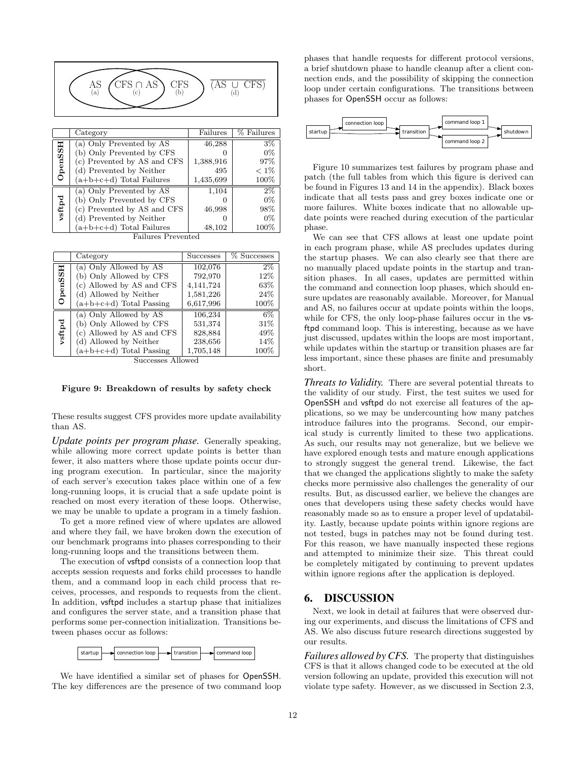AS (a) | CFS ∩ AS (c) | CFS (b) | $\overline{(AS \cup CFS)}$ (d)

| | Category | Failures | % Failures |
|---|---|---|---|
| OpenSSH | (a) Only Prevented by AS | 46,288 | 3% |
| | (b) Only Prevented by CFS | 0 | 0% |
| | (c) Prevented by AS and CFS | 1,388,916 | 97% |
| | (d) Prevented by Neither | 495 | < 1% |
| | (a+b+c+d) Total Failures | 1,435,699 | 100% |
| vsftpd | (a) Only Prevented by AS | 1,104 | 2% |
| | (b) Only Prevented by CFS | 0 | 0% |
| | (c) Prevented by AS and CFS | 46,998 | 98% |
| | (d) Prevented by Neither | 0 | 0% |
| | (a+b+c+d) Total Failures | 48,102 | 100% |

Failures Prevented

| | Category | Successes | % Successes |
|---|---|---|---|
| OpenSSH | (a) Only Allowed by AS | 102,076 | 2% |
| | (b) Only Allowed by CFS | 792,970 | 12% |
| | (c) Allowed by AS and CFS | 4,141,724 | 63% |
| | (d) Allowed by Neither | 1,581,226 | 24% |
| | (a+b+c+d) Total Passing | 6,617,996 | 100% |
| vsftpd | (a) Only Allowed by AS | 106,234 | 6% |
| | (b) Only Allowed by CFS | 531,374 | 31% |
| | (c) Allowed by AS and CFS | 828,884 | 49% |
| | (d) Allowed by Neither | 238,656 | 14% |
| | (a+b+c+d) Total Passing | 1,705,148 | 100% |

Successes Allowed

**Figure 9: Breakdown of results by safety check**

These results suggest CFS provides more update availability than AS.

***Update points per program phase.*** Generally speaking, while allowing more correct update points is better than fewer, it also matters where those update points occur during program execution. In particular, since the majority of each server's execution takes place within one of a few long-running loops, it is crucial that a safe update point is reached on most every iteration of these loops. Otherwise, we may be unable to update a program in a timely fashion.

To get a more refined view of where updates are allowed and where they fail, we have broken down the execution of our benchmark programs into phases corresponding to their long-running loops and the transitions between them.

The execution of vsftpd consists of a connection loop that accepts session requests and forks child processes to handle them, and a command loop in each child process that receives, processes, and responds to requests from the client. In addition, vsftpd includes a startup phase that initializes and configures the server state, and a transition phase that performs some per-connection initialization. Transitions between phases occur as follows:

startup → connection loop → transition → command loop

We have identified a similar set of phases for OpenSSH. The key differences are the presence of two command loop phases that handle requests for different protocol versions, a brief shutdown phase to handle cleanup after a client connection ends, and the possibility of skipping the connection loop under certain configurations. The transitions between phases for OpenSSH occur as follows:

startup → connection loop → transition; startup → transition; transition → command loop 1 → shutdown; transition → command loop 2 → shutdown

Figure 10 summarizes test failures by program phase and patch (the full tables from which this figure is derived can be found in Figures 13 and 14 in the appendix). Black boxes indicate that all tests pass and grey boxes indicate one or more failures. White boxes indicate that no allowable update points were reached during execution of the particular phase.

We can see that CFS allows at least one update point in each program phase, while AS precludes updates during the startup phases. We can also clearly see that there are no manually placed update points in the startup and transition phases. In all cases, updates are permitted within the command and connection loop phases, which should ensure updates are reasonably available. Moreover, for Manual and AS, no failures occur at update points within the loops, while for CFS, the only loop-phase failures occur in the vsftpd command loop. This is interesting, because as we have just discussed, updates within the loops are most important, while updates within the startup or transition phases are far less important, since these phases are finite and presumably short.

***Threats to Validity.*** There are several potential threats to the validity of our study. First, the test suites we used for OpenSSH and vsftpd do not exercise all features of the applications, so we may be undercounting how many patches introduce failures into the programs. Second, our empirical study is currently limited to these two applications. As such, our results may not generalize, but we believe we have explored enough tests and mature enough applications to strongly suggest the general trend. Likewise, the fact that we changed the applications slightly to make the safety checks more permissive also challenges the generality of our results. But, as discussed earlier, we believe the changes are ones that developers using these safety checks would have reasonably made so as to ensure a proper level of updatability. Lastly, because update points within ignore regions are not tested, bugs in patches may not be found during test. For this reason, we have manually inspected these regions and attempted to minimize their size. This threat could be completely mitigated by continuing to prevent updates within ignore regions after the application is deployed.

## 6. DISCUSSION

Next, we look in detail at failures that were observed during our experiments, and discuss the limitations of CFS and AS. We also discuss future research directions suggested by our results.

***Failures allowed by CFS.*** The property that distinguishes CFS is that it allows changed code to be executed at the old version following an update, provided this execution will not violate type safety. However, as we discussed in Section 2.3,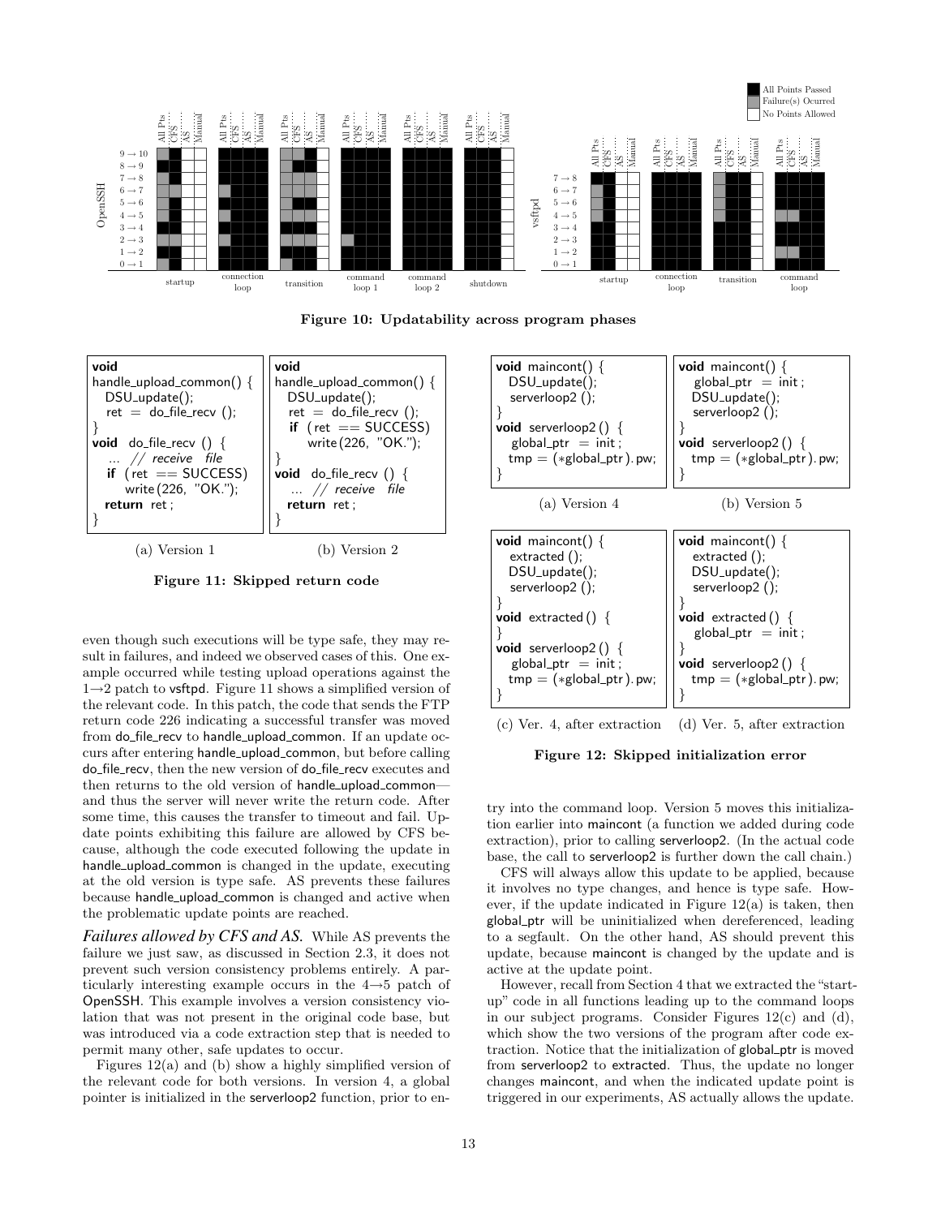**Figure 10: Updatability across program phases**

```
void
handle_upload_common() {
  DSU_update();
  ret = do_file_recv ();
}
void do_file_recv () {
  ... // receive file
  if (ret == SUCCESS)
      write(226, "OK.");
  return ret;
}
```

(a) Version 1

```
void
handle_upload_common() {
  DSU_update();
  ret = do_file_recv ();
  if (ret == SUCCESS)
      write(226, "OK.");
}
void do_file_recv () {
  ... // receive file
  return ret;
}
```

(b) Version 2

**Figure 11: Skipped return code**

even though such executions will be type safe, they may result in failures, and indeed we observed cases of this. One example occurred while testing upload operations against the 1→2 patch to vsftpd. Figure 11 shows a simplified version of the relevant code. In this patch, the code that sends the FTP return code 226 indicating a successful transfer was moved from do_file_recv to handle_upload_common. If an update occurs after entering handle_upload_common, but before calling do_file_recv, then the new version of do_file_recv executes and then returns to the old version of handle_upload_common—and thus the server will never write the return code. After some time, this causes the transfer to timeout and fail. Update points exhibiting this failure are allowed by CFS because, although the code executed following the update in handle_upload_common is changed in the update, executing at the old version is type safe. AS prevents these failures because handle_upload_common is changed and active when the problematic update points are reached.

***Failures allowed by CFS and AS.*** While AS prevents the failure we just saw, as discussed in Section 2.3, it does not prevent such version consistency problems entirely. A particularly interesting example occurs in the 4→5 patch of OpenSSH. This example involves a version consistency violation that was not present in the original code base, but was introduced via a code extraction step that is needed to permit many other, safe updates to occur.

Figures 12(a) and (b) show a highly simplified version of the relevant code for both versions. In version 4, a global pointer is initialized in the serverloop2 function, prior to entry into the command loop. Version 5 moves this initialization earlier into maincont (a function we added during code extraction), prior to calling serverloop2. (In the actual code base, the call to serverloop2 is further down the call chain.)

```
void maincont() {
  DSU_update();
  serverloop2 ();
}
void serverloop2 () {
  global_ptr = init;
  tmp = (*global_ptr).pw;
}
```

(a) Version 4

```
void maincont() {
  global_ptr = init;
  DSU_update();
  serverloop2 ();
}
void serverloop2 () {
  tmp = (*global_ptr).pw;
}
```

(b) Version 5

```
void maincont() {
  extracted ();
  DSU_update();
  serverloop2 ();
}
void extracted () {
}
void serverloop2 () {
  global_ptr = init;
  tmp = (*global_ptr).pw;
}
```

(c) Ver. 4, after extraction

```
void maincont() {
  extracted ();
  DSU_update();
  serverloop2 ();
}
void extracted () {
  global_ptr = init;
}
void serverloop2 () {
  tmp = (*global_ptr).pw;
}
```

(d) Ver. 5, after extraction

**Figure 12: Skipped initialization error**

CFS will always allow this update to be applied, because it involves no type changes, and hence is type safe. However, if the update indicated in Figure 12(a) is taken, then global_ptr will be uninitialized when dereferenced, leading to a segfault. On the other hand, AS should prevent this update, because maincont is changed by the update and is active at the update point.

However, recall from Section 4 that we extracted the "startup" code in all functions leading up to the command loops in our subject programs. Consider Figures 12(c) and (d), which show the two versions of the program after code extraction. Notice that the initialization of global_ptr is moved from serverloop2 to extracted. Thus, the update no longer changes maincont, and when the indicated update point is triggered in our experiments, AS actually allows the update.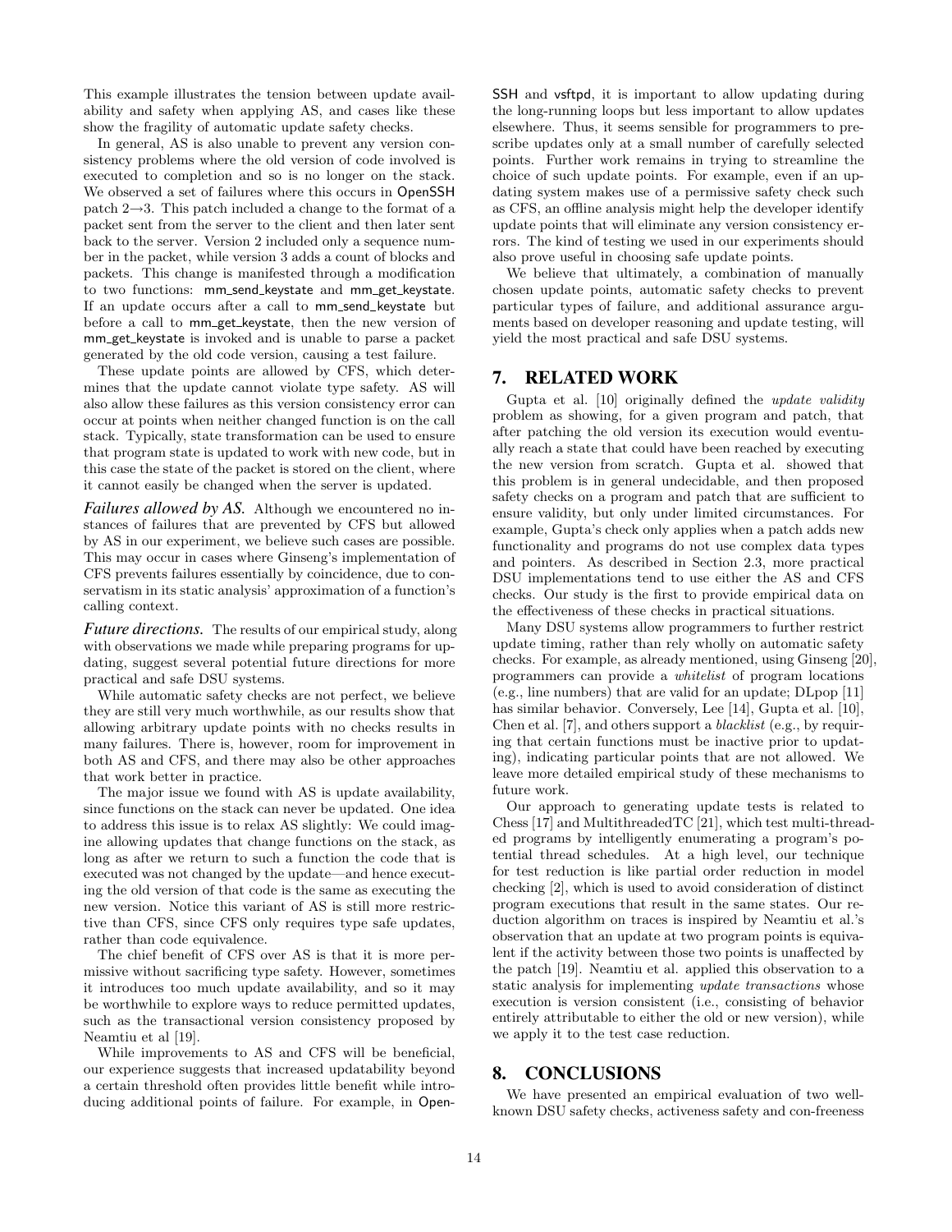This example illustrates the tension between update availability and safety when applying AS, and cases like these show the fragility of automatic update safety checks.

In general, AS is also unable to prevent any version consistency problems where the old version of code involved is executed to completion and so is no longer on the stack. We observed a set of failures where this occurs in OpenSSH patch 2→3. This patch included a change to the format of a packet sent from the server to the client and then later sent back to the server. Version 2 included only a sequence number in the packet, while version 3 adds a count of blocks and packets. This change is manifested through a modification to two functions: mm_send_keystate and mm_get_keystate. If an update occurs after a call to mm_send_keystate but before a call to mm_get_keystate, then the new version of mm_get_keystate is invoked and is unable to parse a packet generated by the old code version, causing a test failure.

These update points are allowed by CFS, which determines that the update cannot violate type safety. AS will also allow these failures as this version consistency error can occur at points when neither changed function is on the call stack. Typically, state transformation can be used to ensure that program state is updated to work with new code, but in this case the state of the packet is stored on the client, where it cannot easily be changed when the server is updated.

***Failures allowed by AS.*** Although we encountered no instances of failures that are prevented by CFS but allowed by AS in our experiment, we believe such cases are possible. This may occur in cases where Ginseng's implementation of CFS prevents failures essentially by coincidence, due to conservatism in its static analysis' approximation of a function's calling context.

***Future directions.*** The results of our empirical study, along with observations we made while preparing programs for updating, suggest several potential future directions for more practical and safe DSU systems.

While automatic safety checks are not perfect, we believe they are still very much worthwhile, as our results show that allowing arbitrary update points with no checks results in many failures. There is, however, room for improvement in both AS and CFS, and there may also be other approaches that work better in practice.

The major issue we found with AS is update availability, since functions on the stack can never be updated. One idea to address this issue is to relax AS slightly: We could imagine allowing updates that change functions on the stack, as long as after we return to such a function the code that is executed was not changed by the update—and hence executing the old version of that code is the same as executing the new version. Notice this variant of AS is still more restrictive than CFS, since CFS only requires type safe updates, rather than code equivalence.

The chief benefit of CFS over AS is that it is more permissive without sacrificing type safety. However, sometimes it introduces too much update availability, and so it may be worthwhile to explore ways to reduce permitted updates, such as the transactional version consistency proposed by Neamtiu et al [19].

While improvements to AS and CFS will be beneficial, our experience suggests that increased updatability beyond a certain threshold often provides little benefit while introducing additional points of failure. For example, in OpenSSH and vsftpd, it is important to allow updating during the long-running loops but less important to allow updates elsewhere. Thus, it seems sensible for programmers to prescribe updates only at a small number of carefully selected points. Further work remains in trying to streamline the choice of such update points. For example, even if an updating system makes use of a permissive safety check such as CFS, an offline analysis might help the developer identify update points that will eliminate any version consistency errors. The kind of testing we used in our experiments should also prove useful in choosing safe update points.

We believe that ultimately, a combination of manually chosen update points, automatic safety checks to prevent particular types of failure, and additional assurance arguments based on developer reasoning and update testing, will yield the most practical and safe DSU systems.

## 7. RELATED WORK

Gupta et al. [10] originally defined the *update validity* problem as showing, for a given program and patch, that after patching the old version its execution would eventually reach a state that could have been reached by executing the new version from scratch. Gupta et al. showed that this problem is in general undecidable, and then proposed safety checks on a program and patch that are sufficient to ensure validity, but only under limited circumstances. For example, Gupta's check only applies when a patch adds new functionality and programs do not use complex data types and pointers. As described in Section 2.3, more practical DSU implementations tend to use either the AS and CFS checks. Our study is the first to provide empirical data on the effectiveness of these checks in practical situations.

Many DSU systems allow programmers to further restrict update timing, rather than rely wholly on automatic safety checks. For example, as already mentioned, using Ginseng [20], programmers can provide a *whitelist* of program locations (e.g., line numbers) that are valid for an update; DLpop [11] has similar behavior. Conversely, Lee [14], Gupta et al. [10], Chen et al. [7], and others support a *blacklist* (e.g., by requiring that certain functions must be inactive prior to updating), indicating particular points that are not allowed. We leave more detailed empirical study of these mechanisms to future work.

Our approach to generating update tests is related to Chess [17] and MultithreadedTC [21], which test multi-threaded programs by intelligently enumerating a program's potential thread schedules. At a high level, our technique for test reduction is like partial order reduction in model checking [2], which is used to avoid consideration of distinct program executions that result in the same states. Our reduction algorithm on traces is inspired by Neamtiu et al.'s observation that an update at two program points is equivalent if the activity between those two points is unaffected by the patch [19]. Neamtiu et al. applied this observation to a static analysis for implementing *update transactions* whose execution is version consistent (i.e., consisting of behavior entirely attributable to either the old or new version), while we apply it to the test case reduction.

## 8. CONCLUSIONS

We have presented an empirical evaluation of two well-known DSU safety checks, activeness safety and con-freeness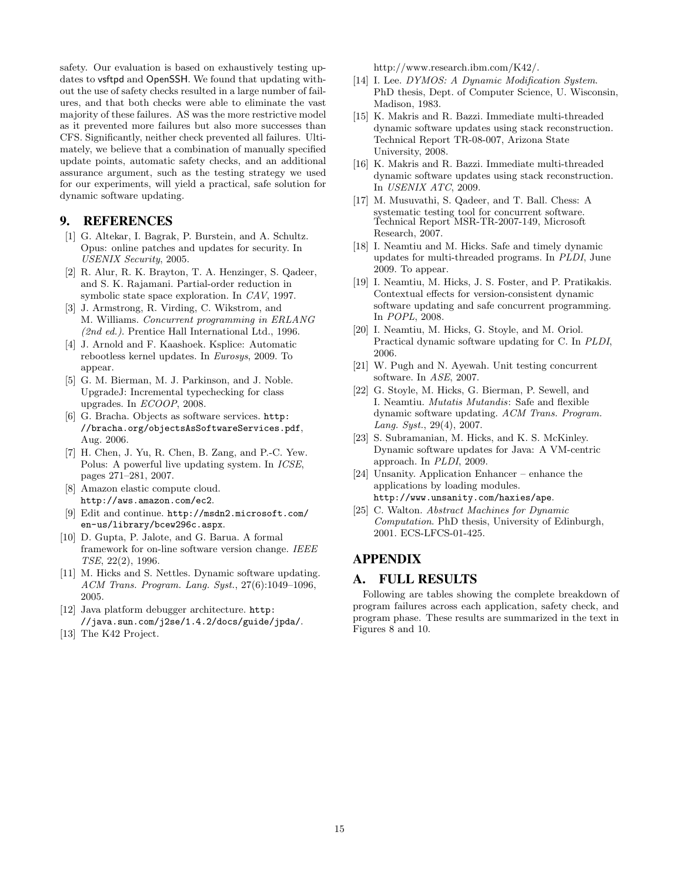safety. Our evaluation is based on exhaustively testing updates to vsftpd and OpenSSH. We found that updating without the use of safety checks resulted in a large number of failures, and that both checks were able to eliminate the vast majority of these failures. AS was the more restrictive model as it prevented more failures but also more successes than CFS. Significantly, neither check prevented all failures. Ultimately, we believe that a combination of manually specified update points, automatic safety checks, and an additional assurance argument, such as the testing strategy we used for our experiments, will yield a practical, safe solution for dynamic software updating.

## 9. REFERENCES

[1] G. Altekar, I. Bagrak, P. Burstein, and A. Schultz. Opus: online patches and updates for security. In *USENIX Security*, 2005.

[2] R. Alur, R. K. Brayton, T. A. Henzinger, S. Qadeer, and S. K. Rajamani. Partial-order reduction in symbolic state space exploration. In *CAV*, 1997.

[3] J. Armstrong, R. Virding, C. Wikstrom, and M. Williams. *Concurrent programming in ERLANG (2nd ed.)*. Prentice Hall International Ltd., 1996.

[4] J. Arnold and F. Kaashoek. Ksplice: Automatic rebootless kernel updates. In *Eurosys*, 2009. To appear.

[5] G. M. Bierman, M. J. Parkinson, and J. Noble. UpgradeJ: Incremental typechecking for class upgrades. In *ECOOP*, 2008.

[6] G. Bracha. Objects as software services. http://bracha.org/objectsAsSoftwareServices.pdf, Aug. 2006.

[7] H. Chen, J. Yu, R. Chen, B. Zang, and P.-C. Yew. Polus: A powerful live updating system. In *ICSE*, pages 271–281, 2007.

[8] Amazon elastic compute cloud. http://aws.amazon.com/ec2.

[9] Edit and continue. http://msdn2.microsoft.com/en-us/library/bcew296c.aspx.

[10] D. Gupta, P. Jalote, and G. Barua. A formal framework for on-line software version change. *IEEE TSE*, 22(2), 1996.

[11] M. Hicks and S. Nettles. Dynamic software updating. *ACM Trans. Program. Lang. Syst.*, 27(6):1049–1096, 2005.

[12] Java platform debugger architecture. http://java.sun.com/j2se/1.4.2/docs/guide/jpda/.

[13] The K42 Project. http://www.research.ibm.com/K42/.

[14] I. Lee. *DYMOS: A Dynamic Modification System*. PhD thesis, Dept. of Computer Science, U. Wisconsin, Madison, 1983.

[15] K. Makris and R. Bazzi. Immediate multi-threaded dynamic software updates using stack reconstruction. Technical Report TR-08-007, Arizona State University, 2008.

[16] K. Makris and R. Bazzi. Immediate multi-threaded dynamic software updates using stack reconstruction. In *USENIX ATC*, 2009.

[17] M. Musuvathi, S. Qadeer, and T. Ball. Chess: A systematic testing tool for concurrent software. Technical Report MSR-TR-2007-149, Microsoft Research, 2007.

[18] I. Neamtiu and M. Hicks. Safe and timely dynamic updates for multi-threaded programs. In *PLDI*, June 2009. To appear.

[19] I. Neamtiu, M. Hicks, J. S. Foster, and P. Pratikakis. Contextual effects for version-consistent dynamic software updating and safe concurrent programming. In *POPL*, 2008.

[20] I. Neamtiu, M. Hicks, G. Stoyle, and M. Oriol. Practical dynamic software updating for C. In *PLDI*, 2006.

[21] W. Pugh and N. Ayewah. Unit testing concurrent software. In *ASE*, 2007.

[22] G. Stoyle, M. Hicks, G. Bierman, P. Sewell, and I. Neamtiu. *Mutatis Mutandis*: Safe and flexible dynamic software updating. *ACM Trans. Program. Lang. Syst.*, 29(4), 2007.

[23] S. Subramanian, M. Hicks, and K. S. McKinley. Dynamic software updates for Java: A VM-centric approach. In *PLDI*, 2009.

[24] Unsanity. Application Enhancer – enhance the applications by loading modules. http://www.unsanity.com/haxies/ape.

[25] C. Walton. *Abstract Machines for Dynamic Computation*. PhD thesis, University of Edinburgh, 2001. ECS-LFCS-01-425.

# APPENDIX

## A. FULL RESULTS

Following are tables showing the complete breakdown of program failures across each application, safety check, and program phase. These results are summarized in the text in Figures 8 and 10.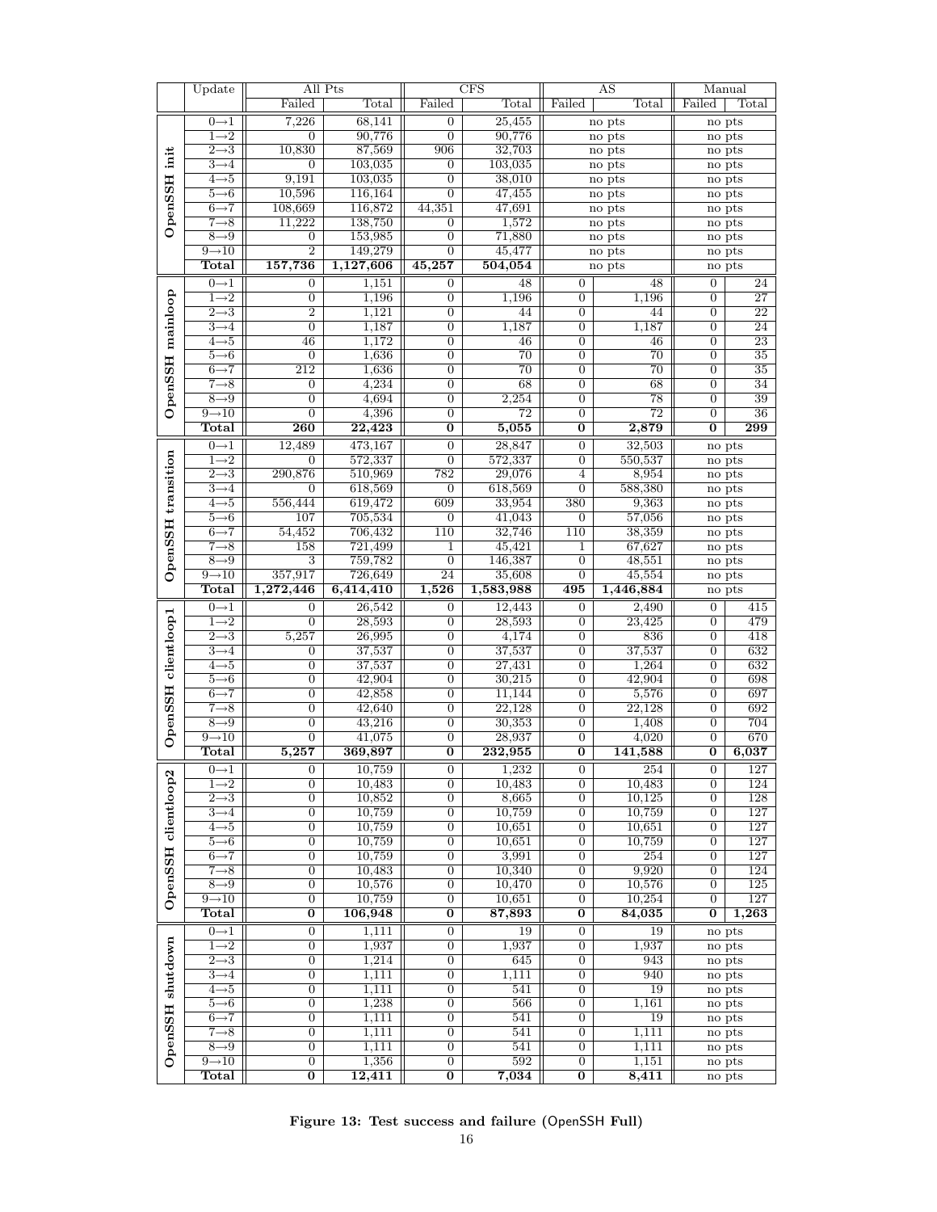| | Update | All Pts | | CFS | | AS | | Manual | |
|---|---|---|---|---|---|---|---|---|---|
| | | Failed | Total | Failed | Total | Failed | Total | Failed | Total |
| **OpenSSH init** | 0→1 | 7,226 | 68,141 | 0 | 25,455 | no pts | | no pts | |
| | 1→2 | 0 | 90,776 | 0 | 90,776 | no pts | | no pts | |
| | 2→3 | 10,830 | 87,569 | 906 | 32,703 | no pts | | no pts | |
| | 3→4 | 0 | 103,035 | 0 | 103,035 | no pts | | no pts | |
| | 4→5 | 9,191 | 103,035 | 0 | 38,010 | no pts | | no pts | |
| | 5→6 | 10,596 | 116,164 | 0 | 47,455 | no pts | | no pts | |
| | 6→7 | 108,669 | 116,872 | 44,351 | 47,691 | no pts | | no pts | |
| | 7→8 | 11,222 | 138,750 | 0 | 1,572 | no pts | | no pts | |
| | 8→9 | 0 | 153,985 | 0 | 71,880 | no pts | | no pts | |
| | 9→10 | 2 | 149,279 | 0 | 45,477 | no pts | | no pts | |
| | **Total** | **157,736** | **1,127,606** | **45,257** | **504,054** | no pts | | no pts | |
| **OpenSSH mainloop** | 0→1 | 0 | 1,151 | 0 | 48 | 0 | 48 | 0 | 24 |
| | 1→2 | 0 | 1,196 | 0 | 1,196 | 0 | 1,196 | 0 | 27 |
| | 2→3 | 2 | 1,121 | 0 | 44 | 0 | 44 | 0 | 22 |
| | 3→4 | 0 | 1,187 | 0 | 1,187 | 0 | 1,187 | 0 | 24 |
| | 4→5 | 46 | 1,172 | 0 | 46 | 0 | 46 | 0 | 23 |
| | 5→6 | 0 | 1,636 | 0 | 70 | 0 | 70 | 0 | 35 |
| | 6→7 | 212 | 1,636 | 0 | 70 | 0 | 70 | 0 | 35 |
| | 7→8 | 0 | 4,234 | 0 | 68 | 0 | 68 | 0 | 34 |
| | 8→9 | 0 | 4,694 | 0 | 2,254 | 0 | 78 | 0 | 39 |
| | 9→10 | 0 | 4,396 | 0 | 72 | 0 | 72 | 0 | 36 |
| | **Total** | **260** | **22,423** | **0** | **5,055** | **0** | **2,879** | **0** | **299** |
| **OpenSSH transition** | 0→1 | 12,489 | 473,167 | 0 | 28,847 | 0 | 32,503 | no pts | |
| | 1→2 | 0 | 572,337 | 0 | 572,337 | 0 | 550,537 | no pts | |
| | 2→3 | 290,876 | 510,969 | 782 | 29,076 | 4 | 8,954 | no pts | |
| | 3→4 | 0 | 618,569 | 0 | 618,569 | 0 | 588,380 | no pts | |
| | 4→5 | 556,444 | 619,472 | 609 | 33,954 | 380 | 9,363 | no pts | |
| | 5→6 | 107 | 705,534 | 0 | 41,043 | 0 | 57,056 | no pts | |
| | 6→7 | 54,452 | 706,432 | 110 | 32,746 | 110 | 38,359 | no pts | |
| | 7→8 | 158 | 721,499 | 1 | 45,421 | 1 | 67,627 | no pts | |
| | 8→9 | 3 | 759,782 | 0 | 146,387 | 0 | 48,551 | no pts | |
| | 9→10 | 357,917 | 726,649 | 24 | 35,608 | 0 | 45,554 | no pts | |
| | **Total** | **1,272,446** | **6,414,410** | **1,526** | **1,583,988** | **495** | **1,446,884** | no pts | |
| **OpenSSH clientloop1** | 0→1 | 0 | 26,542 | 0 | 12,443 | 0 | 2,490 | 0 | 415 |
| | 1→2 | 0 | 28,593 | 0 | 28,593 | 0 | 23,425 | 0 | 479 |
| | 2→3 | 5,257 | 26,995 | 0 | 4,174 | 0 | 836 | 0 | 418 |
| | 3→4 | 0 | 37,537 | 0 | 37,537 | 0 | 37,537 | 0 | 632 |
| | 4→5 | 0 | 37,537 | 0 | 27,431 | 0 | 1,264 | 0 | 632 |
| | 5→6 | 0 | 42,904 | 0 | 30,215 | 0 | 42,904 | 0 | 698 |
| | 6→7 | 0 | 42,858 | 0 | 11,144 | 0 | 5,576 | 0 | 697 |
| | 7→8 | 0 | 42,640 | 0 | 22,128 | 0 | 22,128 | 0 | 692 |
| | 8→9 | 0 | 43,216 | 0 | 30,353 | 0 | 1,408 | 0 | 704 |
| | 9→10 | 0 | 41,075 | 0 | 28,937 | 0 | 4,020 | 0 | 670 |
| | **Total** | **5,257** | **369,897** | **0** | **232,955** | **0** | **141,588** | **0** | **6,037** |
| **OpenSSH clientloop2** | 0→1 | 0 | 10,759 | 0 | 1,232 | 0 | 254 | 0 | 127 |
| | 1→2 | 0 | 10,483 | 0 | 10,483 | 0 | 10,483 | 0 | 124 |
| | 2→3 | 0 | 10,852 | 0 | 8,665 | 0 | 10,125 | 0 | 128 |
| | 3→4 | 0 | 10,759 | 0 | 10,759 | 0 | 10,759 | 0 | 127 |
| | 4→5 | 0 | 10,759 | 0 | 10,651 | 0 | 10,651 | 0 | 127 |
| | 5→6 | 0 | 10,759 | 0 | 10,651 | 0 | 10,759 | 0 | 127 |
| | 6→7 | 0 | 10,759 | 0 | 3,991 | 0 | 254 | 0 | 127 |
| | 7→8 | 0 | 10,483 | 0 | 10,340 | 0 | 9,920 | 0 | 124 |
| | 8→9 | 0 | 10,576 | 0 | 10,470 | 0 | 10,576 | 0 | 125 |
| | 9→10 | 0 | 10,759 | 0 | 10,651 | 0 | 10,254 | 0 | 127 |
| | **Total** | **0** | **106,948** | **0** | **87,893** | **0** | **84,035** | **0** | **1,263** |
| **OpenSSH shutdown** | 0→1 | 0 | 1,111 | 0 | 19 | 0 | 19 | no pts | |
| | 1→2 | 0 | 1,937 | 0 | 1,937 | 0 | 1,937 | no pts | |
| | 2→3 | 0 | 1,214 | 0 | 645 | 0 | 943 | no pts | |
| | 3→4 | 0 | 1,111 | 0 | 1,111 | 0 | 940 | no pts | |
| | 4→5 | 0 | 1,111 | 0 | 541 | 0 | 19 | no pts | |
| | 5→6 | 0 | 1,238 | 0 | 566 | 0 | 1,161 | no pts | |
| | 6→7 | 0 | 1,111 | 0 | 541 | 0 | 19 | no pts | |
| | 7→8 | 0 | 1,111 | 0 | 541 | 0 | 1,111 | no pts | |
| | 8→9 | 0 | 1,111 | 0 | 541 | 0 | 1,111 | no pts | |
| | 9→10 | 0 | 1,356 | 0 | 592 | 0 | 1,151 | no pts | |
| | **Total** | **0** | **12,411** | **0** | **7,034** | **0** | **8,411** | no pts | |

**Figure 13: Test success and failure (OpenSSH Full)**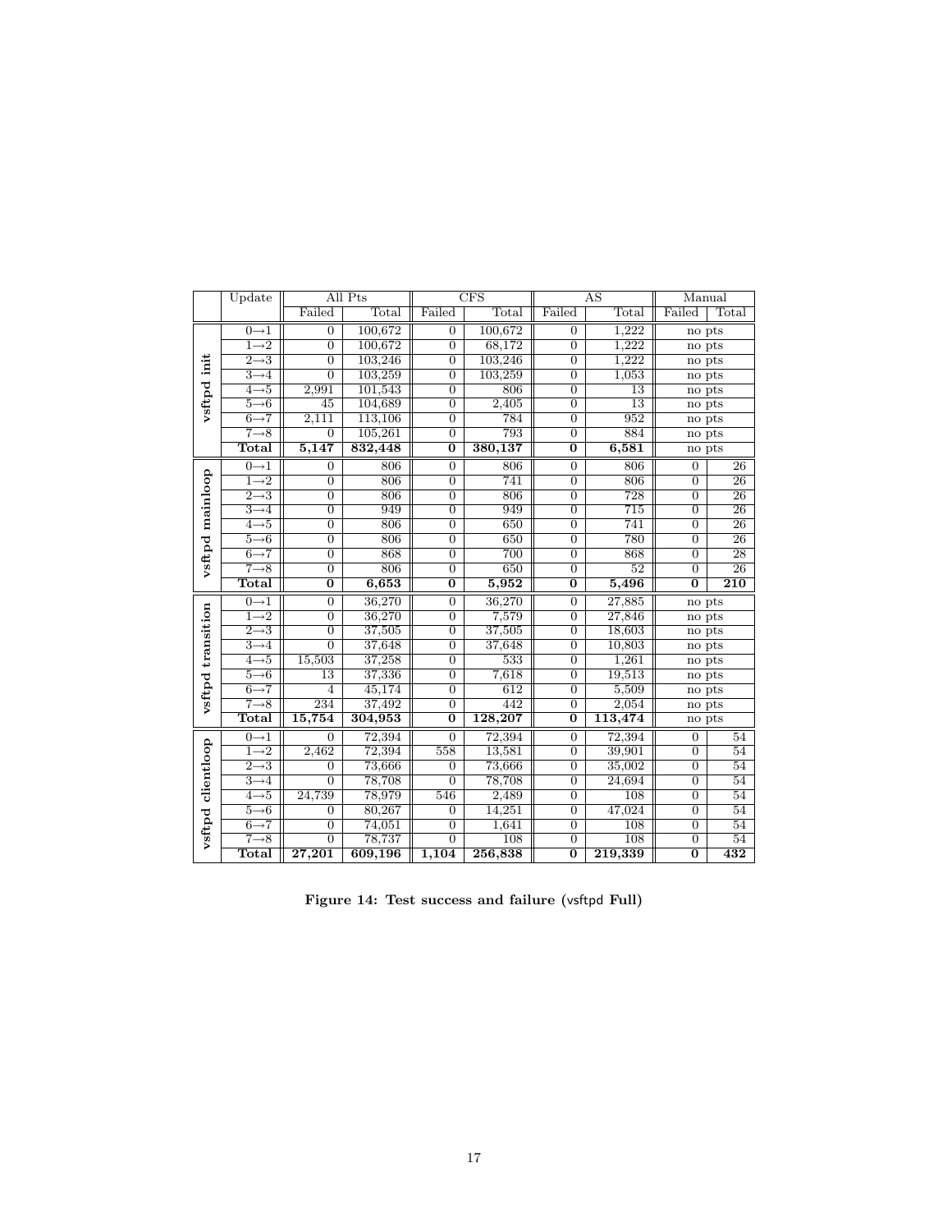| | Update | All Pts | | CFS | | AS | | Manual | |
|---|---|---|---|---|---|---|---|---|---|
| | | Failed | Total | Failed | Total | Failed | Total | Failed | Total |
| **vsftpd init** | 0→1 | 0 | 100,672 | 0 | 100,672 | 0 | 1,222 | no pts | |
| | 1→2 | 0 | 100,672 | 0 | 68,172 | 0 | 1,222 | no pts | |
| | 2→3 | 0 | 103,246 | 0 | 103,246 | 0 | 1,222 | no pts | |
| | 3→4 | 0 | 103,259 | 0 | 103,259 | 0 | 1,053 | no pts | |
| | 4→5 | 2,991 | 101,543 | 0 | 806 | 0 | 13 | no pts | |
| | 5→6 | 45 | 104,689 | 0 | 2,405 | 0 | 13 | no pts | |
| | 6→7 | 2,111 | 113,106 | 0 | 784 | 0 | 952 | no pts | |
| | 7→8 | 0 | 105,261 | 0 | 793 | 0 | 884 | no pts | |
| | **Total** | **5,147** | **832,448** | **0** | **380,137** | **0** | **6,581** | no pts | |
| **vsftpd mainloop** | 0→1 | 0 | 806 | 0 | 806 | 0 | 806 | 0 | 26 |
| | 1→2 | 0 | 806 | 0 | 741 | 0 | 806 | 0 | 26 |
| | 2→3 | 0 | 806 | 0 | 806 | 0 | 728 | 0 | 26 |
| | 3→4 | 0 | 949 | 0 | 949 | 0 | 715 | 0 | 26 |
| | 4→5 | 0 | 806 | 0 | 650 | 0 | 741 | 0 | 26 |
| | 5→6 | 0 | 806 | 0 | 650 | 0 | 780 | 0 | 26 |
| | 6→7 | 0 | 868 | 0 | 700 | 0 | 868 | 0 | 28 |
| | 7→8 | 0 | 806 | 0 | 650 | 0 | 52 | 0 | 26 |
| | **Total** | **0** | **6,653** | **0** | **5,952** | **0** | **5,496** | **0** | **210** |
| **vsftpd transition** | 0→1 | 0 | 36,270 | 0 | 36,270 | 0 | 27,885 | no pts | |
| | 1→2 | 0 | 36,270 | 0 | 7,579 | 0 | 27,846 | no pts | |
| | 2→3 | 0 | 37,505 | 0 | 37,505 | 0 | 18,603 | no pts | |
| | 3→4 | 0 | 37,648 | 0 | 37,648 | 0 | 10,803 | no pts | |
| | 4→5 | 15,503 | 37,258 | 0 | 533 | 0 | 1,261 | no pts | |
| | 5→6 | 13 | 37,336 | 0 | 7,618 | 0 | 19,513 | no pts | |
| | 6→7 | 4 | 45,174 | 0 | 612 | 0 | 5,509 | no pts | |
| | 7→8 | 234 | 37,492 | 0 | 442 | 0 | 2,054 | no pts | |
| | **Total** | **15,754** | **304,953** | **0** | **128,207** | **0** | **113,474** | no pts | |
| **vsftpd clientloop** | 0→1 | 0 | 72,394 | 0 | 72,394 | 0 | 72,394 | 0 | 54 |
| | 1→2 | 2,462 | 72,394 | 558 | 13,581 | 0 | 39,901 | 0 | 54 |
| | 2→3 | 0 | 73,666 | 0 | 73,666 | 0 | 35,002 | 0 | 54 |
| | 3→4 | 0 | 78,708 | 0 | 78,708 | 0 | 24,694 | 0 | 54 |
| | 4→5 | 24,739 | 78,979 | 546 | 2,489 | 0 | 108 | 0 | 54 |
| | 5→6 | 0 | 80,267 | 0 | 14,251 | 0 | 47,024 | 0 | 54 |
| | 6→7 | 0 | 74,051 | 0 | 1,641 | 0 | 108 | 0 | 54 |
| | 7→8 | 0 | 78,737 | 0 | 108 | 0 | 108 | 0 | 54 |
| | **Total** | **27,201** | **609,196** | **1,104** | **256,838** | **0** | **219,339** | **0** | **432** |

**Figure 14: Test success and failure (vsftpd Full)**